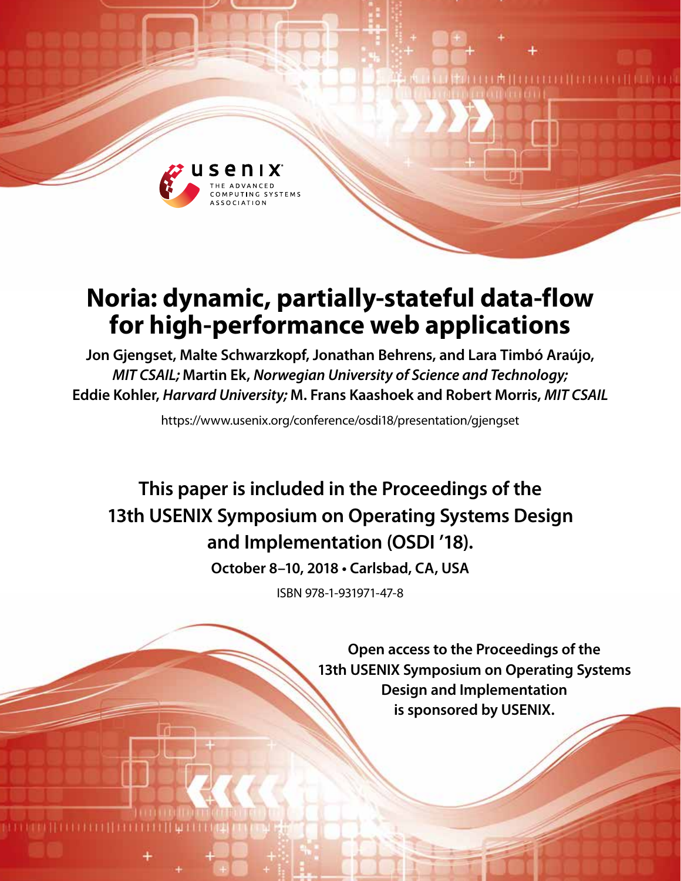# Noria: dynamic, partially-stateful data-flow for high-performance web applications

**Jon Gjengset, Malte Schwarzkopf, Jonathan Behrens, and Lara Timbó Araújo,** *MIT CSAIL;* **Martin Ek,** *Norwegian University of Science and Technology;* **Eddie Kohler,** *Harvard University;* **M. Frans Kaashoek and Robert Morris,** *MIT CSAIL*

https://www.usenix.org/conference/osdi18/presentation/gjengset

**This paper is included in the Proceedings of the 13th USENIX Symposium on Operating Systems Design and Implementation (OSDI '18).**

**October 8–10, 2018 • Carlsbad, CA, USA**

ISBN 978-1-931971-47-8

**Open access to the Proceedings of the 13th USENIX Symposium on Operating Systems Design and Implementation is sponsored by USENIX.**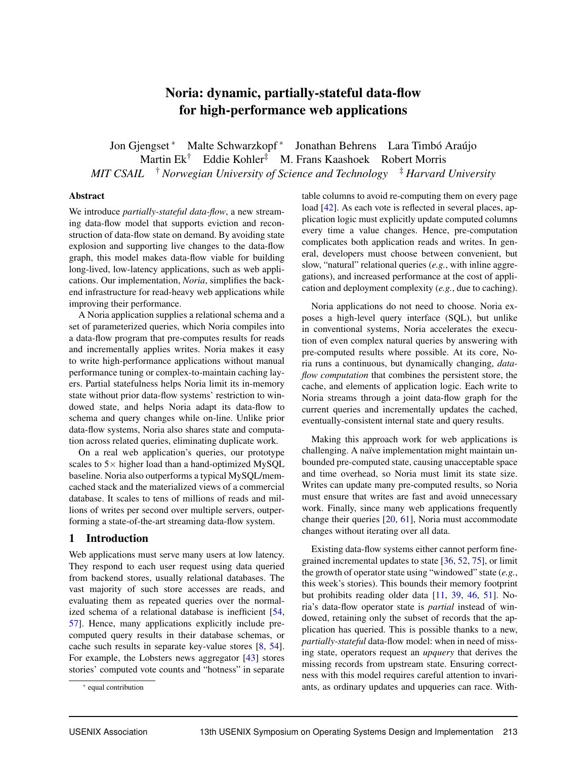# Noria: dynamic, partially-stateful data-flow for high-performance web applications

Jon Gjengset * Malte Schwarzkopf * Jonathan Behrens Lara Timbó Araújo
Martin Ek † Eddie Kohler ‡ M. Frans Kaashoek Robert Morris
*MIT CSAIL* † *Norwegian University of Science and Technology* ‡ *Harvard University*

## Abstract

We introduce *partially-stateful data-flow*, a new streaming data-flow model that supports eviction and reconstruction of data-flow state on demand. By avoiding state explosion and supporting live changes to the data-flow graph, this model makes data-flow viable for building long-lived, low-latency applications, such as web applications. Our implementation, *Noria*, simplifies the backend infrastructure for read-heavy web applications while improving their performance.

A Noria application supplies a relational schema and a set of parameterized queries, which Noria compiles into a data-flow program that pre-computes results for reads and incrementally applies writes. Noria makes it easy to write high-performance applications without manual performance tuning or complex-to-maintain caching layers. Partial statefulness helps Noria limit its in-memory state without prior data-flow systems' restriction to windowed state, and helps Noria adapt its data-flow to schema and query changes while on-line. Unlike prior data-flow systems, Noria also shares state and computation across related queries, eliminating duplicate work.

On a real web application's queries, our prototype scales to 5× higher load than a hand-optimized MySQL baseline. Noria also outperforms a typical MySQL/memcached stack and the materialized views of a commercial database. It scales to tens of millions of reads and millions of writes per second over multiple servers, outperforming a state-of-the-art streaming data-flow system.

## 1 Introduction

Web applications must serve many users at low latency. They respond to each user request using data queried from backend stores, usually relational databases. The vast majority of such store accesses are reads, and evaluating them as repeated queries over the normalized schema of a relational database is inefficient [54, 57]. Hence, many applications explicitly include pre-computed query results in their database schemas, or cache such results in separate key-value stores [8, 54]. For example, the Lobsters news aggregator [43] stores stories' computed vote counts and "hotness" in separate table columns to avoid re-computing them on every page load [42]. As each vote is reflected in several places, application logic must explicitly update computed columns every time a value changes. Hence, pre-computation complicates both application reads and writes. In general, developers must choose between convenient, but slow, "natural" relational queries (*e.g.*, with inline aggregations), and increased performance at the cost of application and deployment complexity (*e.g.*, due to caching).

Noria applications do not need to choose. Noria exposes a high-level query interface (SQL), but unlike in conventional systems, Noria accelerates the execution of even complex natural queries by answering with pre-computed results where possible. At its core, Noria runs a continuous, but dynamically changing, *data-flow computation* that combines the persistent store, the cache, and elements of application logic. Each write to Noria streams through a joint data-flow graph for the current queries and incrementally updates the cached, eventually-consistent internal state and query results.

Making this approach work for web applications is challenging. A naïve implementation might maintain unbounded pre-computed state, causing unacceptable space and time overhead, so Noria must limit its state size. Writes can update many pre-computed results, so Noria must ensure that writes are fast and avoid unnecessary work. Finally, since many web applications frequently change their queries [20, 61], Noria must accommodate changes without iterating over all data.

Existing data-flow systems either cannot perform fine-grained incremental updates to state [36, 52, 75], or limit the growth of operator state using "windowed" state (*e.g.*, this week's stories). This bounds their memory footprint but prohibits reading older data [11, 39, 46, 51]. Noria's data-flow operator state is *partial* instead of windowed, retaining only the subset of records that the application has queried. This is possible thanks to a new, *partially-stateful* data-flow model: when in need of missing state, operators request an *upquery* that derives the missing records from upstream state. Ensuring correctness with this model requires careful attention to invariants, as ordinary updates and upqueries can race. With-

* equal contribution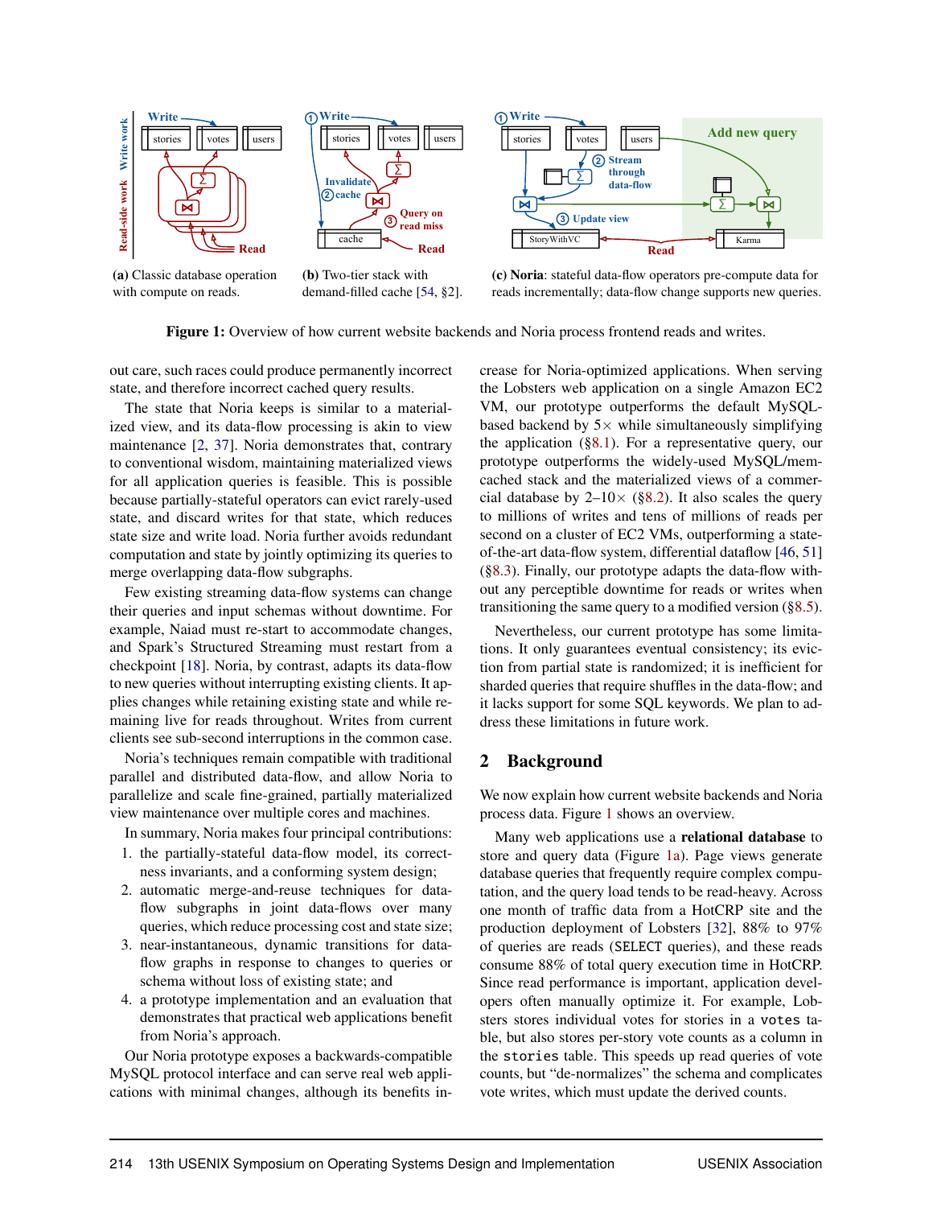(a) Classic database operation with compute on reads.

(b) Two-tier stack with demand-filled cache [54, §2].

(c) **Noria**: stateful data-flow operators pre-compute data for reads incrementally; data-flow change supports new queries.

**Figure 1:** Overview of how current website backends and Noria process frontend reads and writes.

out care, such races could produce permanently incorrect state, and therefore incorrect cached query results.

The state that Noria keeps is similar to a materialized view, and its data-flow processing is akin to view maintenance [2, 37]. Noria demonstrates that, contrary to conventional wisdom, maintaining materialized views for all application queries is feasible. This is possible because partially-stateful operators can evict rarely-used state, and discard writes for that state, which reduces state size and write load. Noria further avoids redundant computation and state by jointly optimizing its queries to merge overlapping data-flow subgraphs.

Few existing streaming data-flow systems can change their queries and input schemas without downtime. For example, Naiad must re-start to accommodate changes, and Spark's Structured Streaming must restart from a checkpoint [18]. Noria, by contrast, adapts its data-flow to new queries without interrupting existing clients. It applies changes while retaining existing state and while remaining live for reads throughout. Writes from current clients see sub-second interruptions in the common case.

Noria's techniques remain compatible with traditional parallel and distributed data-flow, and allow Noria to parallelize and scale fine-grained, partially materialized view maintenance over multiple cores and machines.

In summary, Noria makes four principal contributions:

1. the partially-stateful data-flow model, its correctness invariants, and a conforming system design;
2. automatic merge-and-reuse techniques for data-flow subgraphs in joint data-flows over many queries, which reduce processing cost and state size;
3. near-instantaneous, dynamic transitions for data-flow graphs in response to changes to queries or schema without loss of existing state; and
4. a prototype implementation and an evaluation that demonstrates that practical web applications benefit from Noria's approach.

Our Noria prototype exposes a backwards-compatible MySQL protocol interface and can serve real web applications with minimal changes, although its benefits increase for Noria-optimized applications. When serving the Lobsters web application on a single Amazon EC2 VM, our prototype outperforms the default MySQL-based backend by 5× while simultaneously simplifying the application (§8.1). For a representative query, our prototype outperforms the widely-used MySQL/memcached stack and the materialized views of a commercial database by 2–10× (§8.2). It also scales the query to millions of writes and tens of millions of reads per second on a cluster of EC2 VMs, outperforming a state-of-the-art data-flow system, differential dataflow [46, 51] (§8.3). Finally, our prototype adapts the data-flow without any perceptible downtime for reads or writes when transitioning the same query to a modified version (§8.5).

Nevertheless, our current prototype has some limitations. It only guarantees eventual consistency; its eviction from partial state is randomized; it is inefficient for sharded queries that require shuffles in the data-flow; and it lacks support for some SQL keywords. We plan to address these limitations in future work.

## 2 Background

We now explain how current website backends and Noria process data. Figure 1 shows an overview.

Many web applications use a **relational database** to store and query data (Figure 1a). Page views generate database queries that frequently require complex computation, and the query load tends to be read-heavy. Across one month of traffic data from a HotCRP site and the production deployment of Lobsters [32], 88% to 97% of queries are reads (`SELECT` queries), and these reads consume 88% of total query execution time in HotCRP. Since read performance is important, application developers often manually optimize it. For example, Lobsters stores individual votes for stories in a `votes` table, but also stores per-story vote counts as a column in the `stories` table. This speeds up read queries of vote counts, but "de-normalizes" the schema and complicates vote writes, which must update the derived counts.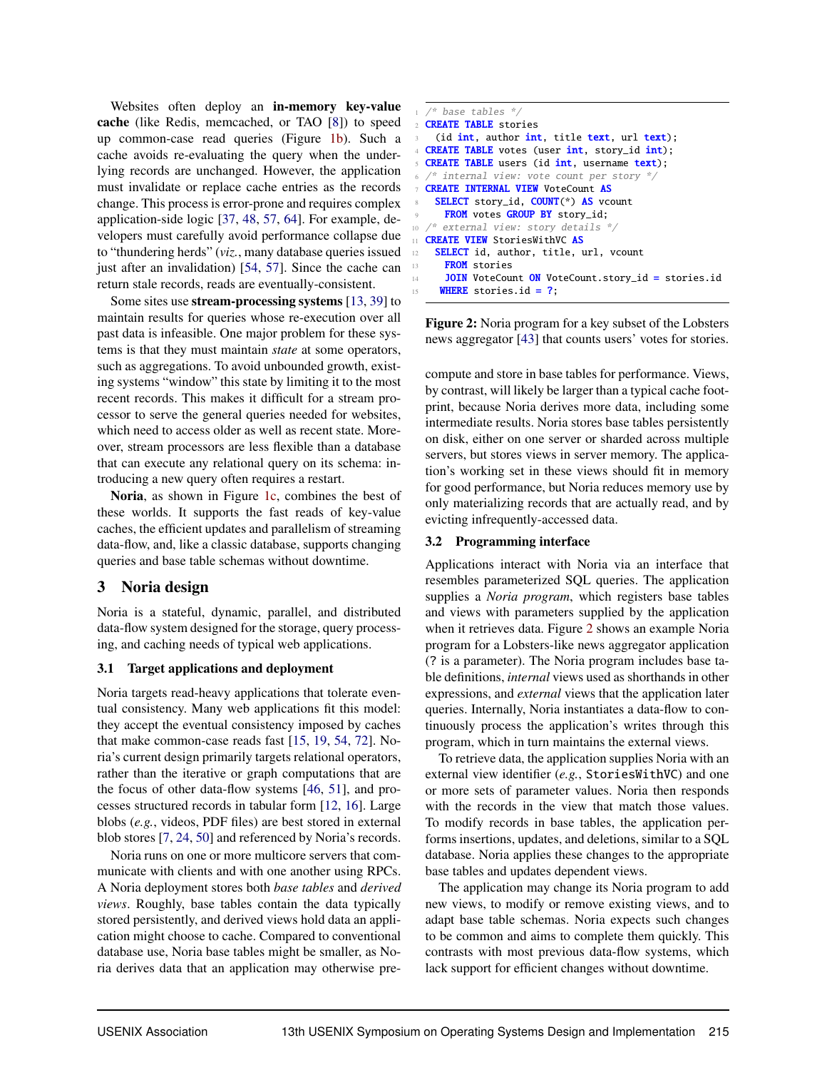Websites often deploy an **in-memory key-value cache** (like Redis, memcached, or TAO [8]) to speed up common-case read queries (Figure 1b). Such a cache avoids re-evaluating the query when the underlying records are unchanged. However, the application must invalidate or replace cache entries as the records change. This process is error-prone and requires complex application-side logic [37, 48, 57, 64]. For example, developers must carefully avoid performance collapse due to "thundering herds" (*viz.*, many database queries issued just after an invalidation) [54, 57]. Since the cache can return stale records, reads are eventually-consistent.

Some sites use **stream-processing systems** [13, 39] to maintain results for queries whose re-execution over all past data is infeasible. One major problem for these systems is that they must maintain *state* at some operators, such as aggregations. To avoid unbounded growth, existing systems "window" this state by limiting it to the most recent records. This makes it difficult for a stream processor to serve the general queries needed for websites, which need to access older as well as recent state. Moreover, stream processors are less flexible than a database that can execute any relational query on its schema: introducing a new query often requires a restart.

**Noria**, as shown in Figure 1c, combines the best of these worlds. It supports the fast reads of key-value caches, the efficient updates and parallelism of streaming data-flow, and, like a classic database, supports changing queries and base table schemas without downtime.

# 3 Noria design

Noria is a stateful, dynamic, parallel, and distributed data-flow system designed for the storage, query processing, and caching needs of typical web applications.

## 3.1 Target applications and deployment

Noria targets read-heavy applications that tolerate eventual consistency. Many web applications fit this model: they accept the eventual consistency imposed by caches that make common-case reads fast [15, 19, 54, 72]. Noria's current design primarily targets relational operators, rather than the iterative or graph computations that are the focus of other data-flow systems [46, 51], and processes structured records in tabular form [12, 16]. Large blobs (*e.g.*, videos, PDF files) are best stored in external blob stores [7, 24, 50] and referenced by Noria's records.

Noria runs on one or more multicore servers that communicate with clients and with one another using RPCs. A Noria deployment stores both *base tables* and *derived views*. Roughly, base tables contain the data typically stored persistently, and derived views hold data an application might choose to cache. Compared to conventional database use, Noria base tables might be smaller, as Noria derives data that an application may otherwise precompute and store in base tables for performance. Views, by contrast, will likely be larger than a typical cache footprint, because Noria derives more data, including some intermediate results. Noria stores base tables persistently on disk, either on one server or sharded across multiple servers, but stores views in server memory. The application's working set in these views should fit in memory for good performance, but Noria reduces memory use by only materializing records that are actually read, and by evicting infrequently-accessed data.

```
/* base tables */
CREATE TABLE stories
  (id int, author int, title text, url text);
CREATE TABLE votes (user int, story_id int);
CREATE TABLE users (id int, username text);
/* internal view: vote count per story */
CREATE INTERNAL VIEW VoteCount AS
  SELECT story_id, COUNT(*) AS vcount
    FROM votes GROUP BY story_id;
/* external view: story details */
CREATE VIEW StoriesWithVC AS
  SELECT id, author, title, url, vcount
    FROM stories
    JOIN VoteCount ON VoteCount.story_id = stories.id
  WHERE stories.id = ?;
```

**Figure 2:** Noria program for a key subset of the Lobsters news aggregator [43] that counts users' votes for stories.

## 3.2 Programming interface

Applications interact with Noria via an interface that resembles parameterized SQL queries. The application supplies a *Noria program*, which registers base tables and views with parameters supplied by the application when it retrieves data. Figure 2 shows an example Noria program for a Lobsters-like news aggregator application (? is a parameter). The Noria program includes base table definitions, *internal* views used as shorthands in other expressions, and *external* views that the application later queries. Internally, Noria instantiates a data-flow to continuously process the application's writes through this program, which in turn maintains the external views.

To retrieve data, the application supplies Noria with an external view identifier (*e.g.*, `StoriesWithVC`) and one or more sets of parameter values. Noria then responds with the records in the view that match those values. To modify records in base tables, the application performs insertions, updates, and deletions, similar to a SQL database. Noria applies these changes to the appropriate base tables and updates dependent views.

The application may change its Noria program to add new views, to modify or remove existing views, and to adapt base table schemas. Noria expects such changes to be common and aims to complete them quickly. This contrasts with most previous data-flow systems, which lack support for efficient changes without downtime.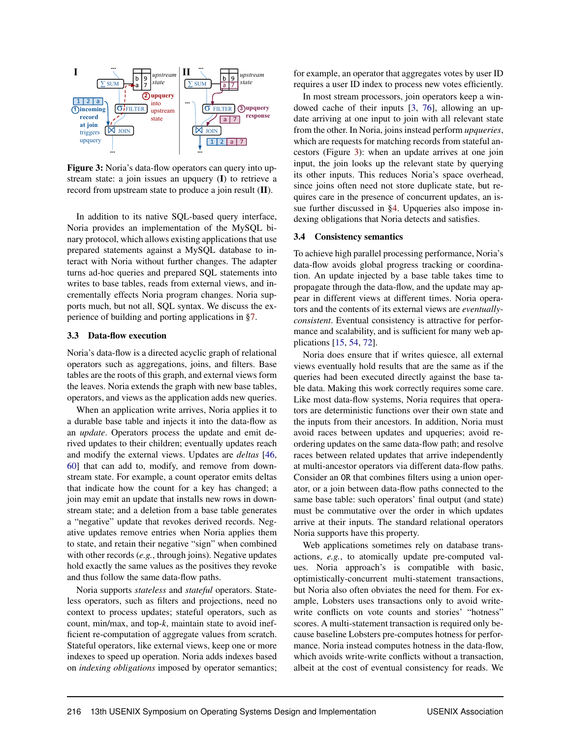**Figure 3:** Noria's data-flow operators can query into upstream state: a join issues an upquery (**I**) to retrieve a record from upstream state to produce a join result (**II**).

In addition to its native SQL-based query interface, Noria provides an implementation of the MySQL binary protocol, which allows existing applications that use prepared statements against a MySQL database to interact with Noria without further changes. The adapter turns ad-hoc queries and prepared SQL statements into writes to base tables, reads from external views, and incrementally effects Noria program changes. Noria supports much, but not all, SQL syntax. We discuss the experience of building and porting applications in §7.

### 3.3 Data-flow execution

Noria's data-flow is a directed acyclic graph of relational operators such as aggregations, joins, and filters. Base tables are the roots of this graph, and external views form the leaves. Noria extends the graph with new base tables, operators, and views as the application adds new queries.

When an application write arrives, Noria applies it to a durable base table and injects it into the data-flow as an *update*. Operators process the update and emit derived updates to their children; eventually updates reach and modify the external views. Updates are *deltas* [46, 60] that can add to, modify, and remove from downstream state. For example, a count operator emits deltas that indicate how the count for a key has changed; a join may emit an update that installs new rows in downstream state; and a deletion from a base table generates a "negative" update that revokes derived records. Negative updates remove entries when Noria applies them to state, and retain their negative "sign" when combined with other records (*e.g.*, through joins). Negative updates hold exactly the same values as the positives they revoke and thus follow the same data-flow paths.

Noria supports *stateless* and *stateful* operators. Stateless operators, such as filters and projections, need no context to process updates; stateful operators, such as count, min/max, and top-*k*, maintain state to avoid inefficient re-computation of aggregate values from scratch. Stateful operators, like external views, keep one or more indexes to speed up operation. Noria adds indexes based on *indexing obligations* imposed by operator semantics; for example, an operator that aggregates votes by user ID requires a user ID index to process new votes efficiently.

In most stream processors, join operators keep a windowed cache of their inputs [3, 76], allowing an update arriving at one input to join with all relevant state from the other. In Noria, joins instead perform *upqueries*, which are requests for matching records from stateful ancestors (Figure 3): when an update arrives at one join input, the join looks up the relevant state by querying its other inputs. This reduces Noria's space overhead, since joins often need not store duplicate state, but requires care in the presence of concurrent updates, an issue further discussed in §4. Upqueries also impose indexing obligations that Noria detects and satisfies.

### 3.4 Consistency semantics

To achieve high parallel processing performance, Noria's data-flow avoids global progress tracking or coordination. An update injected by a base table takes time to propagate through the data-flow, and the update may appear in different views at different times. Noria operators and the contents of its external views are *eventually-consistent*. Eventual consistency is attractive for performance and scalability, and is sufficient for many web applications [15, 54, 72].

Noria does ensure that if writes quiesce, all external views eventually hold results that are the same as if the queries had been executed directly against the base table data. Making this work correctly requires some care. Like most data-flow systems, Noria requires that operators are deterministic functions over their own state and the inputs from their ancestors. In addition, Noria must avoid races between updates and upqueries; avoid reordering updates on the same data-flow path; and resolve races between related updates that arrive independently at multi-ancestor operators via different data-flow paths. Consider an `OR` that combines filters using a union operator, or a join between data-flow paths connected to the same base table: such operators' final output (and state) must be commutative over the order in which updates arrive at their inputs. The standard relational operators Noria supports have this property.

Web applications sometimes rely on database transactions, *e.g.*, to atomically update pre-computed values. Noria approach's is compatible with basic, optimistically-concurrent multi-statement transactions, but Noria also often obviates the need for them. For example, Lobsters uses transactions only to avoid write-write conflicts on vote counts and stories' "hotness" scores. A multi-statement transaction is required only because baseline Lobsters pre-computes hotness for performance. Noria instead computes hotness in the data-flow, which avoids write-write conflicts without a transaction, albeit at the cost of eventual consistency for reads. We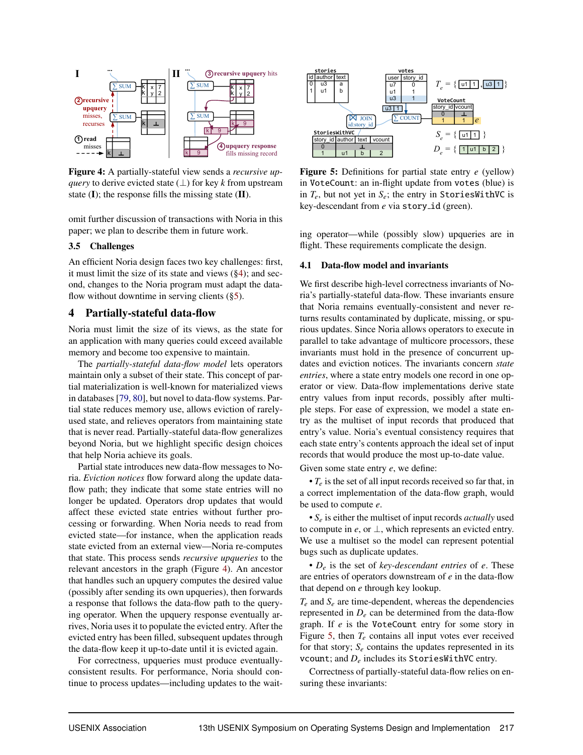**Figure 4:** A partially-stateful view sends a *recursive upquery* to derive evicted state (⊥) for key $k$ from upstream state (**I**); the response fills the missing state (**II**).

omit further discussion of transactions with Noria in this paper; we plan to describe them in future work.

### 3.5 Challenges

An efficient Noria design faces two key challenges: first, it must limit the size of its state and views (§4); and second, changes to the Noria program must adapt the data-flow without downtime in serving clients (§5).

## 4 Partially-stateful data-flow

Noria must limit the size of its views, as the state for an application with many queries could exceed available memory and become too expensive to maintain.

The *partially-stateful data-flow model* lets operators maintain only a subset of their state. This concept of partial materialization is well-known for materialized views in databases [79, 80], but novel to data-flow systems. Partial state reduces memory use, allows eviction of rarely-used state, and relieves operators from maintaining state that is never read. Partially-stateful data-flow generalizes beyond Noria, but we highlight specific design choices that help Noria achieve its goals.

Partial state introduces new data-flow messages to Noria. *Eviction notices* flow forward along the update data-flow path; they indicate that some state entries will no longer be updated. Operators drop updates that would affect these evicted state entries without further processing or forwarding. When Noria needs to read from evicted state—for instance, when the application reads state evicted from an external view—Noria re-computes that state. This process sends *recursive upqueries* to the relevant ancestors in the graph (Figure 4). An ancestor that handles such an upquery computes the desired value (possibly after sending its own upqueries), then forwards a response that follows the data-flow path to the querying operator. When the upquery response eventually arrives, Noria uses it to populate the evicted entry. After the evicted entry has been filled, subsequent updates through the data-flow keep it up-to-date until it is evicted again.

For correctness, upqueries must produce eventually-consistent results. For performance, Noria should continue to process updates—including updates to the waiting operator—while (possibly slow) upqueries are in flight. These requirements complicate the design.

**Figure 5:** Definitions for partial state entry $e$ (yellow) in `VoteCount`: an in-flight update from `votes` (blue) is in $T_e$, but not yet in $S_e$; the entry in `StoriesWithVC` is key-descendant from $e$ via `story_id` (green).

### 4.1 Data-flow model and invariants

We first describe high-level correctness invariants of Noria's partially-stateful data-flow. These invariants ensure that Noria remains eventually-consistent and never returns results contaminated by duplicate, missing, or spurious updates. Since Noria allows operators to execute in parallel to take advantage of multicore processors, these invariants must hold in the presence of concurrent updates and eviction notices. The invariants concern *state entries*, where a state entry models one record in one operator or view. Data-flow implementations derive state entry values from input records, possibly after multiple steps. For ease of expression, we model a state entry as the multiset of input records that produced that entry's value. Noria's eventual consistency requires that each state entry's contents approach the ideal set of input records that would produce the most up-to-date value.

Given some state entry $e$, we define:

- $T_e$ is the set of all input records received so far that, in a correct implementation of the data-flow graph, would be used to compute $e$.
- $S_e$ is either the multiset of input records *actually* used to compute in $e$, or ⊥, which represents an evicted entry. We use a multiset so the model can represent potential bugs such as duplicate updates.
- $D_e$ is the set of *key-descendant entries* of $e$. These are entries of operators downstream of $e$ in the data-flow that depend on $e$ through key lookup.

$T_e$ and $S_e$ are time-dependent, whereas the dependencies represented in $D_e$ can be determined from the data-flow graph. If $e$ is the `VoteCount` entry for some story in Figure 5, then $T_e$ contains all input votes ever received for that story; $S_e$ contains the updates represented in its `vcount`; and $D_e$ includes its `StoriesWithVC` entry.

Correctness of partially-stateful data-flow relies on ensuring these invariants: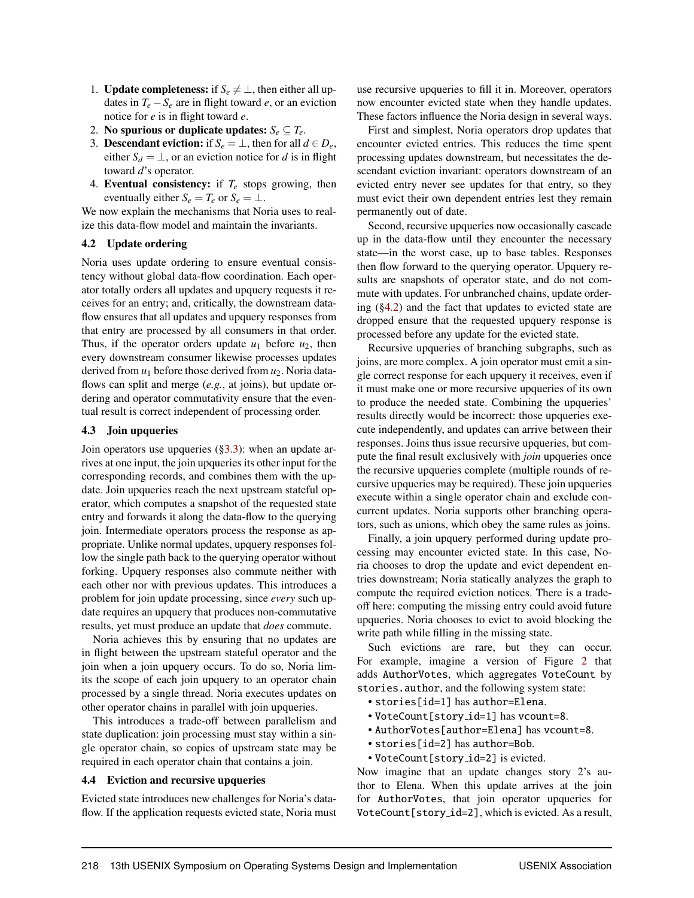1. **Update completeness:** if $S_e \neq \bot$, then either all updates in $T_e - S_e$ are in flight toward $e$, or an eviction notice for $e$ is in flight toward $e$.
2. **No spurious or duplicate updates:** $S_e \subseteq T_e$.
3. **Descendant eviction:** if $S_e = \bot$, then for all $d \in D_e$, either $S_d = \bot$, or an eviction notice for $d$ is in flight toward $d$'s operator.
4. **Eventual consistency:** if $T_e$ stops growing, then eventually either $S_e = T_e$ or $S_e = \bot$.

We now explain the mechanisms that Noria uses to realize this data-flow model and maintain the invariants.

### 4.2 Update ordering

Noria uses update ordering to ensure eventual consistency without global data-flow coordination. Each operator totally orders all updates and upquery requests it receives for an entry; and, critically, the downstream data-flow ensures that all updates and upquery responses from that entry are processed by all consumers in that order. Thus, if the operator orders update $u_1$ before $u_2$, then every downstream consumer likewise processes updates derived from $u_1$ before those derived from $u_2$. Noria data-flows can split and merge (*e.g.*, at joins), but update ordering and operator commutativity ensure that the eventual result is correct independent of processing order.

### 4.3 Join upqueries

Join operators use upqueries (§3.3): when an update arrives at one input, the join upqueries its other input for the corresponding records, and combines them with the update. Join upqueries reach the next upstream stateful operator, which computes a snapshot of the requested state entry and forwards it along the data-flow to the querying join. Intermediate operators process the response as appropriate. Unlike normal updates, upquery responses follow the single path back to the querying operator without forking. Upquery responses also commute neither with each other nor with previous updates. This introduces a problem for join update processing, since *every* such update requires an upquery that produces non-commutative results, yet must produce an update that *does* commute.

Noria achieves this by ensuring that no updates are in flight between the upstream stateful operator and the join when a join upquery occurs. To do so, Noria limits the scope of each join upquery to an operator chain processed by a single thread. Noria executes updates on other operator chains in parallel with join upqueries.

This introduces a trade-off between parallelism and state duplication: join processing must stay within a single operator chain, so copies of upstream state may be required in each operator chain that contains a join.

### 4.4 Eviction and recursive upqueries

Evicted state introduces new challenges for Noria's data-flow. If the application requests evicted state, Noria must use recursive upqueries to fill it in. Moreover, operators now encounter evicted state when they handle updates. These factors influence the Noria design in several ways.

First and simplest, Noria operators drop updates that encounter evicted entries. This reduces the time spent processing updates downstream, but necessitates the descendant eviction invariant: operators downstream of an evicted entry never see updates for that entry, so they must evict their own dependent entries lest they remain permanently out of date.

Second, recursive upqueries now occasionally cascade up in the data-flow until they encounter the necessary state—in the worst case, up to base tables. Responses then flow forward to the querying operator. Upquery results are snapshots of operator state, and do not commute with updates. For unbranched chains, update ordering (§4.2) and the fact that updates to evicted state are dropped ensure that the requested upquery response is processed before any update for the evicted state.

Recursive upqueries of branching subgraphs, such as joins, are more complex. A join operator must emit a single correct response for each upquery it receives, even if it must make one or more recursive upqueries of its own to produce the needed state. Combining the upqueries' results directly would be incorrect: those upqueries execute independently, and updates can arrive between their responses. Joins thus issue recursive upqueries, but compute the final result exclusively with *join* upqueries once the recursive upqueries complete (multiple rounds of recursive upqueries may be required). These join upqueries execute within a single operator chain and exclude concurrent updates. Noria supports other branching operators, such as unions, which obey the same rules as joins.

Finally, a join upquery performed during update processing may encounter evicted state. In this case, Noria chooses to drop the update and evict dependent entries downstream; Noria statically analyzes the graph to compute the required eviction notices. There is a trade-off here: computing the missing entry could avoid future upqueries. Noria chooses to evict to avoid blocking the write path while filling in the missing state.

Such evictions are rare, but they can occur. For example, imagine a version of Figure 2 that adds `AuthorVotes`, which aggregates `VoteCount` by `stories.author`, and the following system state:

- `stories[id=1]` has `author=Elena`.
- `VoteCount[story_id=1]` has `vcount=8`.
- `AuthorVotes[author=Elena]` has `vcount=8`.
- `stories[id=2]` has `author=Bob`.
- `VoteCount[story_id=2]` is evicted.

Now imagine that an update changes story 2's author to Elena. When this update arrives at the join for `AuthorVotes`, that join operator upqueries for `VoteCount[story_id=2]`, which is evicted. As a result,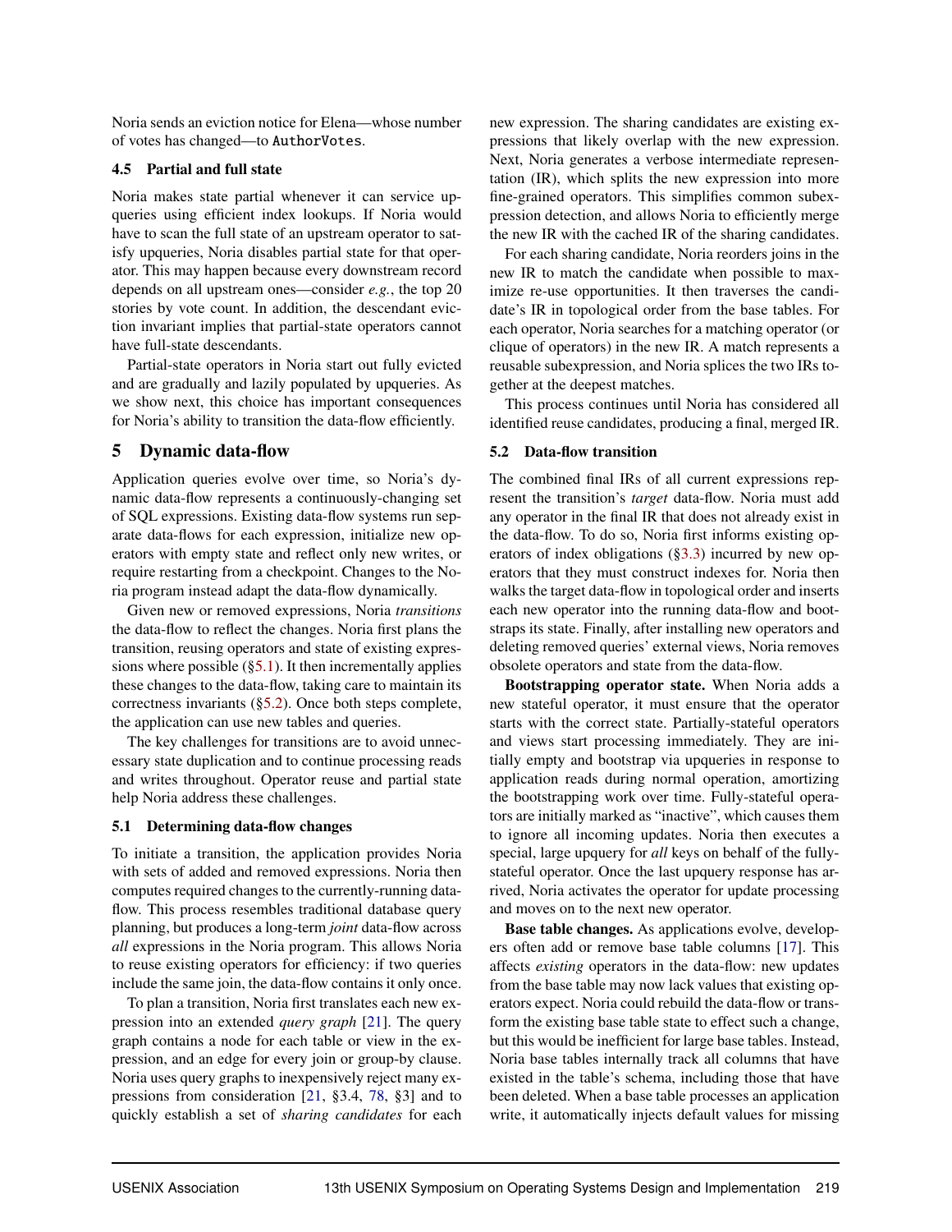Noria sends an eviction notice for Elena—whose number of votes has changed—to `AuthorVotes`.

### 4.5 Partial and full state

Noria makes state partial whenever it can service upqueries using efficient index lookups. If Noria would have to scan the full state of an upstream operator to satisfy upqueries, Noria disables partial state for that operator. This may happen because every downstream record depends on all upstream ones—consider *e.g.*, the top 20 stories by vote count. In addition, the descendant eviction invariant implies that partial-state operators cannot have full-state descendants.

Partial-state operators in Noria start out fully evicted and are gradually and lazily populated by upqueries. As we show next, this choice has important consequences for Noria's ability to transition the data-flow efficiently.

## 5 Dynamic data-flow

Application queries evolve over time, so Noria's dynamic data-flow represents a continuously-changing set of SQL expressions. Existing data-flow systems run separate data-flows for each expression, initialize new operators with empty state and reflect only new writes, or require restarting from a checkpoint. Changes to the Noria program instead adapt the data-flow dynamically.

Given new or removed expressions, Noria *transitions* the data-flow to reflect the changes. Noria first plans the transition, reusing operators and state of existing expressions where possible (§5.1). It then incrementally applies these changes to the data-flow, taking care to maintain its correctness invariants (§5.2). Once both steps complete, the application can use new tables and queries.

The key challenges for transitions are to avoid unnecessary state duplication and to continue processing reads and writes throughout. Operator reuse and partial state help Noria address these challenges.

### 5.1 Determining data-flow changes

To initiate a transition, the application provides Noria with sets of added and removed expressions. Noria then computes required changes to the currently-running data-flow. This process resembles traditional database query planning, but produces a long-term *joint* data-flow across *all* expressions in the Noria program. This allows Noria to reuse existing operators for efficiency: if two queries include the same join, the data-flow contains it only once.

To plan a transition, Noria first translates each new expression into an extended *query graph* [21]. The query graph contains a node for each table or view in the expression, and an edge for every join or group-by clause. Noria uses query graphs to inexpensively reject many expressions from consideration [21, §3.4, 78, §3] and to quickly establish a set of *sharing candidates* for each new expression. The sharing candidates are existing expressions that likely overlap with the new expression. Next, Noria generates a verbose intermediate representation (IR), which splits the new expression into more fine-grained operators. This simplifies common subexpression detection, and allows Noria to efficiently merge the new IR with the cached IR of the sharing candidates.

For each sharing candidate, Noria reorders joins in the new IR to match the candidate when possible to maximize re-use opportunities. It then traverses the candidate's IR in topological order from the base tables. For each operator, Noria searches for a matching operator (or clique of operators) in the new IR. A match represents a reusable subexpression, and Noria splices the two IRs together at the deepest matches.

This process continues until Noria has considered all identified reuse candidates, producing a final, merged IR.

### 5.2 Data-flow transition

The combined final IRs of all current expressions represent the transition's *target* data-flow. Noria must add any operator in the final IR that does not already exist in the data-flow. To do so, Noria first informs existing operators of index obligations (§3.3) incurred by new operators that they must construct indexes for. Noria then walks the target data-flow in topological order and inserts each new operator into the running data-flow and bootstraps its state. Finally, after installing new operators and deleting removed queries' external views, Noria removes obsolete operators and state from the data-flow.

**Bootstrapping operator state.** When Noria adds a new stateful operator, it must ensure that the operator starts with the correct state. Partially-stateful operators and views start processing immediately. They are initially empty and bootstrap via upqueries in response to application reads during normal operation, amortizing the bootstrapping work over time. Fully-stateful operators are initially marked as "inactive", which causes them to ignore all incoming updates. Noria then executes a special, large upquery for *all* keys on behalf of the fully-stateful operator. Once the last upquery response has arrived, Noria activates the operator for update processing and moves on to the next new operator.

**Base table changes.** As applications evolve, developers often add or remove base table columns [17]. This affects *existing* operators in the data-flow: new updates from the base table may now lack values that existing operators expect. Noria could rebuild the data-flow or transform the existing base table state to effect such a change, but this would be inefficient for large base tables. Instead, Noria base tables internally track all columns that have existed in the table's schema, including those that have been deleted. When a base table processes an application write, it automatically injects default values for missing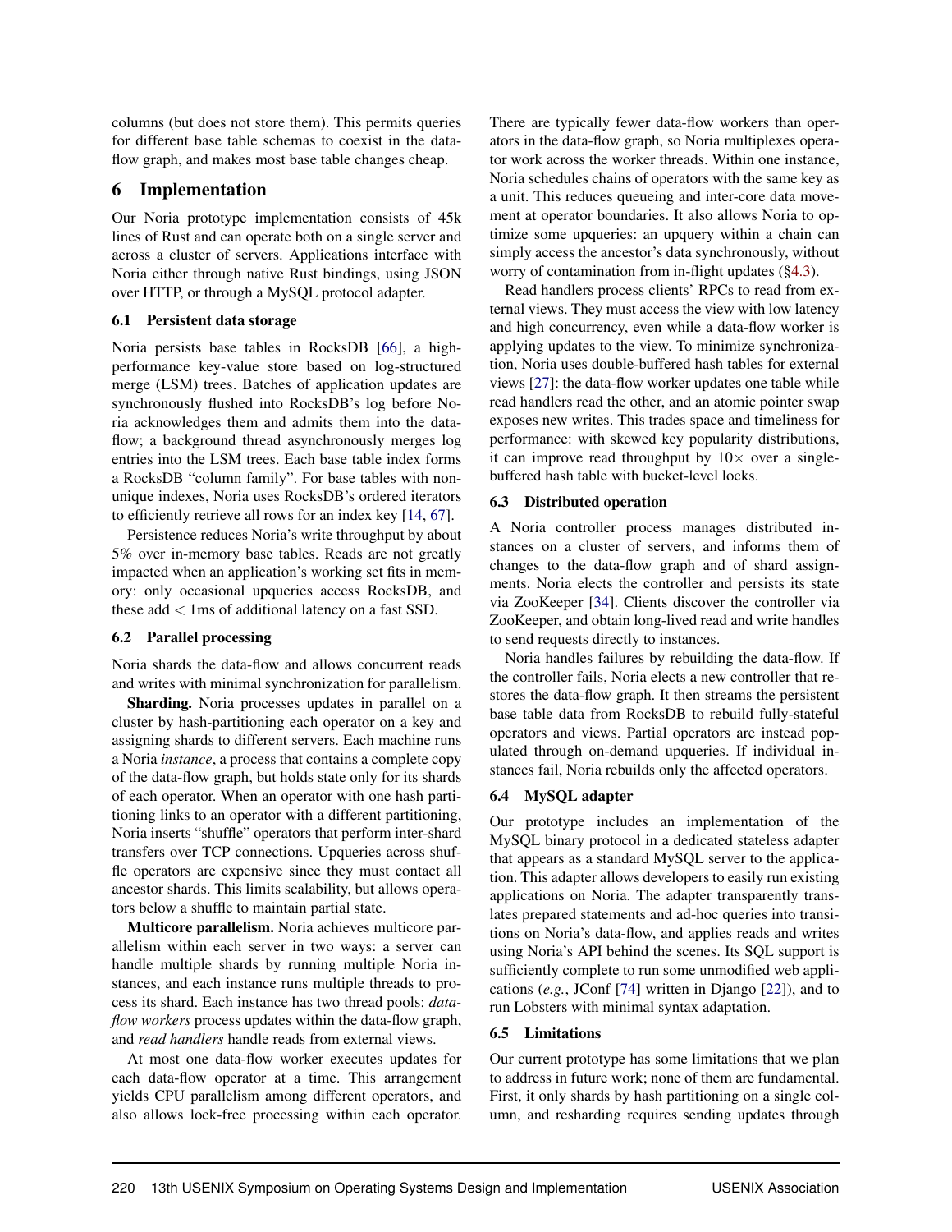columns (but does not store them). This permits queries for different base table schemas to coexist in the data-flow graph, and makes most base table changes cheap.

# 6 Implementation

Our Noria prototype implementation consists of 45k lines of Rust and can operate both on a single server and across a cluster of servers. Applications interface with Noria either through native Rust bindings, using JSON over HTTP, or through a MySQL protocol adapter.

## 6.1 Persistent data storage

Noria persists base tables in RocksDB [66], a high-performance key-value store based on log-structured merge (LSM) trees. Batches of application updates are synchronously flushed into RocksDB's log before Noria acknowledges them and admits them into the data-flow; a background thread asynchronously merges log entries into the LSM trees. Each base table index forms a RocksDB "column family". For base tables with non-unique indexes, Noria uses RocksDB's ordered iterators to efficiently retrieve all rows for an index key [14, 67].

Persistence reduces Noria's write throughput by about 5% over in-memory base tables. Reads are not greatly impacted when an application's working set fits in memory: only occasional upqueries access RocksDB, and these add $<$ 1ms of additional latency on a fast SSD.

## 6.2 Parallel processing

Noria shards the data-flow and allows concurrent reads and writes with minimal synchronization for parallelism.

**Sharding.** Noria processes updates in parallel on a cluster by hash-partitioning each operator on a key and assigning shards to different servers. Each machine runs a Noria *instance*, a process that contains a complete copy of the data-flow graph, but holds state only for its shards of each operator. When an operator with one hash partitioning links to an operator with a different partitioning, Noria inserts "shuffle" operators that perform inter-shard transfers over TCP connections. Upqueries across shuffle operators are expensive since they must contact all ancestor shards. This limits scalability, but allows operators below a shuffle to maintain partial state.

**Multicore parallelism.** Noria achieves multicore parallelism within each server in two ways: a server can handle multiple shards by running multiple Noria instances, and each instance runs multiple threads to process its shard. Each instance has two thread pools: *data-flow workers* process updates within the data-flow graph, and *read handlers* handle reads from external views.

At most one data-flow worker executes updates for each data-flow operator at a time. This arrangement yields CPU parallelism among different operators, and also allows lock-free processing within each operator. There are typically fewer data-flow workers than operators in the data-flow graph, so Noria multiplexes operator work across the worker threads. Within one instance, Noria schedules chains of operators with the same key as a unit. This reduces queueing and inter-core data movement at operator boundaries. It also allows Noria to optimize some upqueries: an upquery within a chain can simply access the ancestor's data synchronously, without worry of contamination from in-flight updates (§4.3).

Read handlers process clients' RPCs to read from external views. They must access the view with low latency and high concurrency, even while a data-flow worker is applying updates to the view. To minimize synchronization, Noria uses double-buffered hash tables for external views [27]: the data-flow worker updates one table while read handlers read the other, and an atomic pointer swap exposes new writes. This trades space and timeliness for performance: with skewed key popularity distributions, it can improve read throughput by $10\times$ over a single-buffered hash table with bucket-level locks.

## 6.3 Distributed operation

A Noria controller process manages distributed instances on a cluster of servers, and informs them of changes to the data-flow graph and of shard assignments. Noria elects the controller and persists its state via ZooKeeper [34]. Clients discover the controller via ZooKeeper, and obtain long-lived read and write handles to send requests directly to instances.

Noria handles failures by rebuilding the data-flow. If the controller fails, Noria elects a new controller that restores the data-flow graph. It then streams the persistent base table data from RocksDB to rebuild fully-stateful operators and views. Partial operators are instead populated through on-demand upqueries. If individual instances fail, Noria rebuilds only the affected operators.

## 6.4 MySQL adapter

Our prototype includes an implementation of the MySQL binary protocol in a dedicated stateless adapter that appears as a standard MySQL server to the application. This adapter allows developers to easily run existing applications on Noria. The adapter transparently translates prepared statements and ad-hoc queries into transitions on Noria's data-flow, and applies reads and writes using Noria's API behind the scenes. Its SQL support is sufficiently complete to run some unmodified web applications (*e.g.*, JConf [74] written in Django [22]), and to run Lobsters with minimal syntax adaptation.

## 6.5 Limitations

Our current prototype has some limitations that we plan to address in future work; none of them are fundamental. First, it only shards by hash partitioning on a single column, and resharding requires sending updates through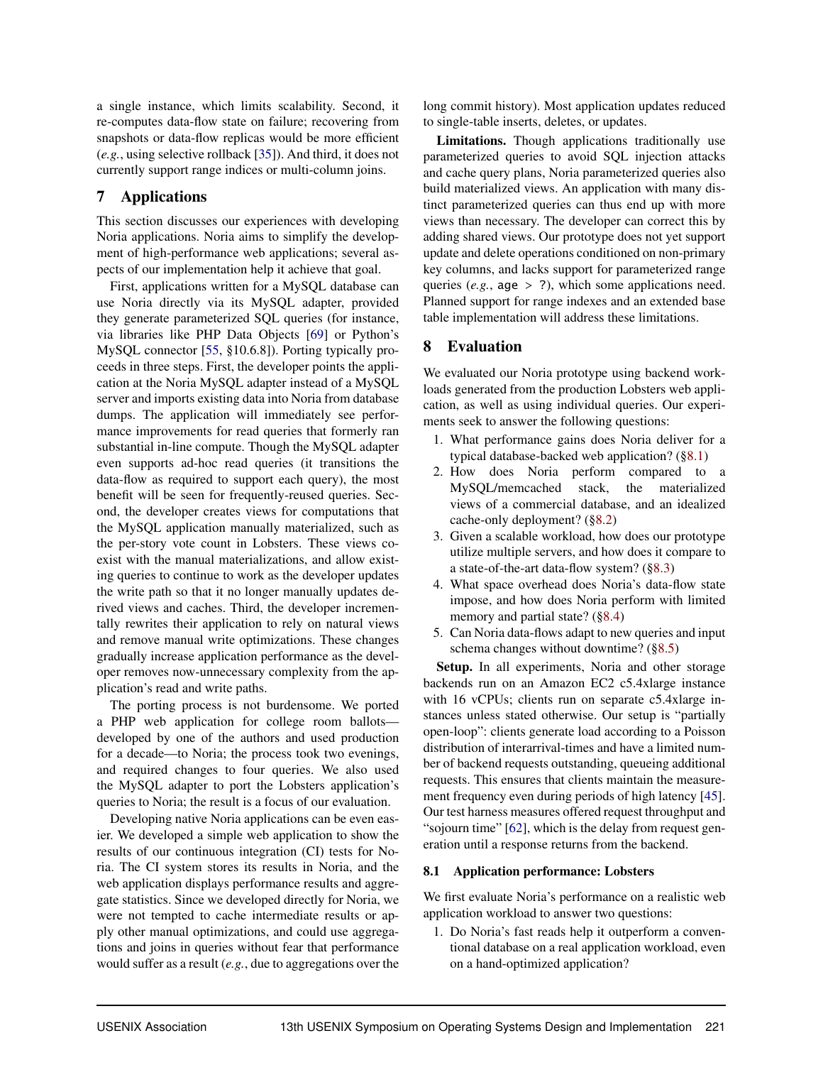a single instance, which limits scalability. Second, it re-computes data-flow state on failure; recovering from snapshots or data-flow replicas would be more efficient (*e.g.*, using selective rollback [35]). And third, it does not currently support range indices or multi-column joins.

## 7 Applications

This section discusses our experiences with developing Noria applications. Noria aims to simplify the development of high-performance web applications; several aspects of our implementation help it achieve that goal.

First, applications written for a MySQL database can use Noria directly via its MySQL adapter, provided they generate parameterized SQL queries (for instance, via libraries like PHP Data Objects [69] or Python's MySQL connector [55, §10.6.8]). Porting typically proceeds in three steps. First, the developer points the application at the Noria MySQL adapter instead of a MySQL server and imports existing data into Noria from database dumps. The application will immediately see performance improvements for read queries that formerly ran substantial in-line compute. Though the MySQL adapter even supports ad-hoc read queries (it transitions the data-flow as required to support each query), the most benefit will be seen for frequently-reused queries. Second, the developer creates views for computations that the MySQL application manually materialized, such as the per-story vote count in Lobsters. These views coexist with the manual materializations, and allow existing queries to continue to work as the developer updates the write path so that it no longer manually updates derived views and caches. Third, the developer incrementally rewrites their application to rely on natural views and remove manual write optimizations. These changes gradually increase application performance as the developer removes now-unnecessary complexity from the application's read and write paths.

The porting process is not burdensome. We ported a PHP web application for college room ballots—developed by one of the authors and used production for a decade—to Noria; the process took two evenings, and required changes to four queries. We also used the MySQL adapter to port the Lobsters application's queries to Noria; the result is a focus of our evaluation.

Developing native Noria applications can be even easier. We developed a simple web application to show the results of our continuous integration (CI) tests for Noria. The CI system stores its results in Noria, and the web application displays performance results and aggregate statistics. Since we developed directly for Noria, we were not tempted to cache intermediate results or apply other manual optimizations, and could use aggregations and joins in queries without fear that performance would suffer as a result (*e.g.*, due to aggregations over the long commit history). Most application updates reduced to single-table inserts, deletes, or updates.

**Limitations.** Though applications traditionally use parameterized queries to avoid SQL injection attacks and cache query plans, Noria parameterized queries also build materialized views. An application with many distinct parameterized queries can thus end up with more views than necessary. The developer can correct this by adding shared views. Our prototype does not yet support update and delete operations conditioned on non-primary key columns, and lacks support for parameterized range queries (*e.g.*, `age > ?`), which some applications need. Planned support for range indexes and an extended base table implementation will address these limitations.

## 8 Evaluation

We evaluated our Noria prototype using backend workloads generated from the production Lobsters web application, as well as using individual queries. Our experiments seek to answer the following questions:

1. What performance gains does Noria deliver for a typical database-backed web application? (§8.1)
2. How does Noria perform compared to a MySQL/memcached stack, the materialized views of a commercial database, and an idealized cache-only deployment? (§8.2)
3. Given a scalable workload, how does our prototype utilize multiple servers, and how does it compare to a state-of-the-art data-flow system? (§8.3)
4. What space overhead does Noria's data-flow state impose, and how does Noria perform with limited memory and partial state? (§8.4)
5. Can Noria data-flows adapt to new queries and input schema changes without downtime? (§8.5)

**Setup.** In all experiments, Noria and other storage backends run on an Amazon EC2 c5.4xlarge instance with 16 vCPUs; clients run on separate c5.4xlarge instances unless stated otherwise. Our setup is "partially open-loop": clients generate load according to a Poisson distribution of interarrival-times and have a limited number of backend requests outstanding, queueing additional requests. This ensures that clients maintain the measurement frequency even during periods of high latency [45]. Our test harness measures offered request throughput and "sojourn time" [62], which is the delay from request generation until a response returns from the backend.

### 8.1 Application performance: Lobsters

We first evaluate Noria's performance on a realistic web application workload to answer two questions:

1. Do Noria's fast reads help it outperform a conventional database on a real application workload, even on a hand-optimized application?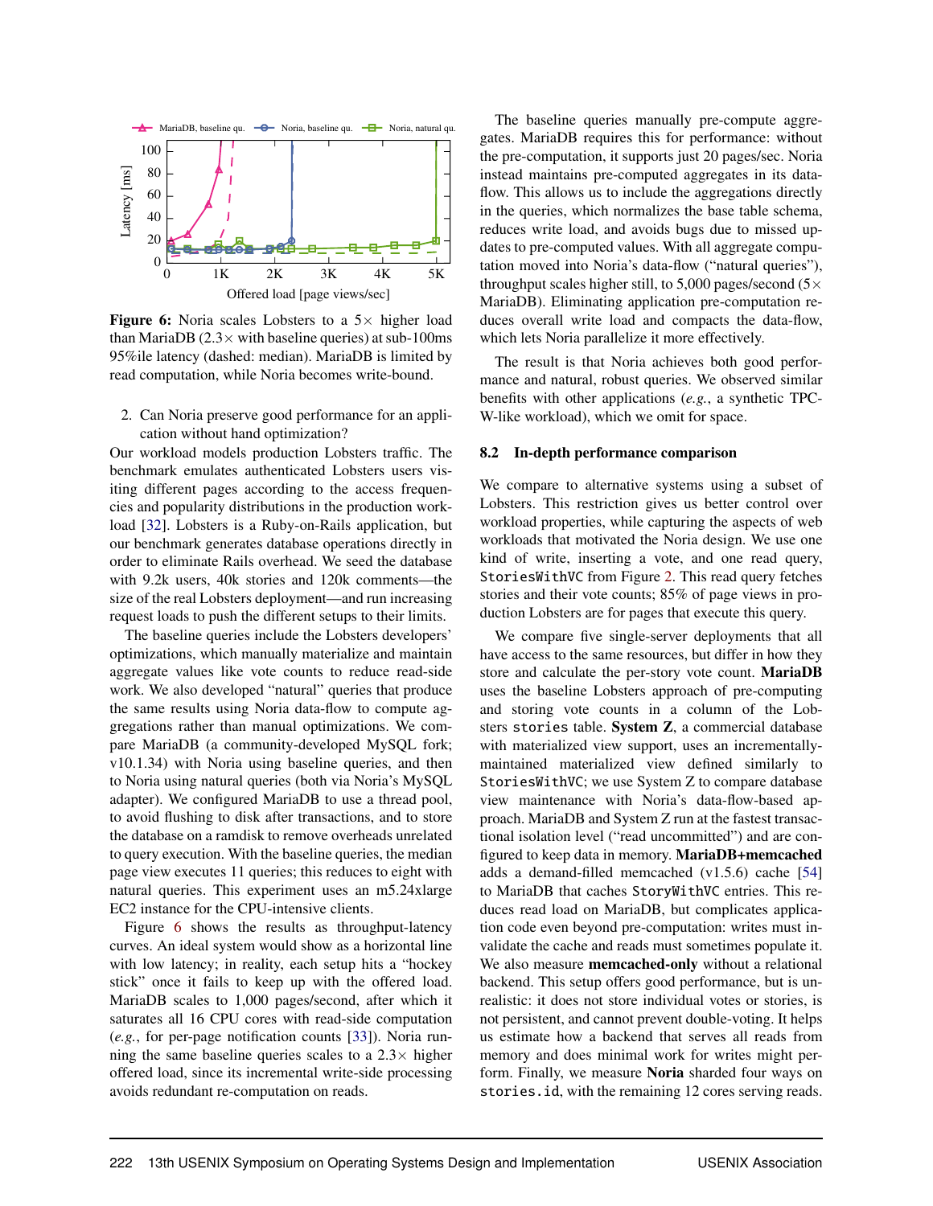**Figure 6:** Noria scales Lobsters to a 5× higher load than MariaDB (2.3× with baseline queries) at sub-100ms 95%ile latency (dashed: median). MariaDB is limited by read computation, while Noria becomes write-bound.

2. Can Noria preserve good performance for an application without hand optimization?

Our workload models production Lobsters traffic. The benchmark emulates authenticated Lobsters users visiting different pages according to the access frequencies and popularity distributions in the production workload [32]. Lobsters is a Ruby-on-Rails application, but our benchmark generates database operations directly in order to eliminate Rails overhead. We seed the database with 9.2k users, 40k stories and 120k comments—the size of the real Lobsters deployment—and run increasing request loads to push the different setups to their limits.

The baseline queries include the Lobsters developers' optimizations, which manually materialize and maintain aggregate values like vote counts to reduce read-side work. We also developed "natural" queries that produce the same results using Noria data-flow to compute aggregations rather than manual optimizations. We compare MariaDB (a community-developed MySQL fork; v10.1.34) with Noria using baseline queries, and then to Noria using natural queries (both via Noria's MySQL adapter). We configured MariaDB to use a thread pool, to avoid flushing to disk after transactions, and to store the database on a ramdisk to remove overheads unrelated to query execution. With the baseline queries, the median page view executes 11 queries; this reduces to eight with natural queries. This experiment uses an m5.24xlarge EC2 instance for the CPU-intensive clients.

Figure 6 shows the results as throughput-latency curves. An ideal system would show as a horizontal line with low latency; in reality, each setup hits a "hockey stick" once it fails to keep up with the offered load. MariaDB scales to 1,000 pages/second, after which it saturates all 16 CPU cores with read-side computation (*e.g.*, for per-page notification counts [33]). Noria running the same baseline queries scales to a 2.3× higher offered load, since its incremental write-side processing avoids redundant re-computation on reads.

The baseline queries manually pre-compute aggregates. MariaDB requires this for performance: without the pre-computation, it supports just 20 pages/sec. Noria instead maintains pre-computed aggregates in its data-flow. This allows us to include the aggregations directly in the queries, which normalizes the base table schema, reduces write load, and avoids bugs due to missed updates to pre-computed values. With all aggregate computation moved into Noria's data-flow ("natural queries"), throughput scales higher still, to 5,000 pages/second (5× MariaDB). Eliminating application pre-computation reduces overall write load and compacts the data-flow, which lets Noria parallelize it more effectively.

The result is that Noria achieves both good performance and natural, robust queries. We observed similar benefits with other applications (*e.g.*, a synthetic TPC-W-like workload), which we omit for space.

## 8.2 In-depth performance comparison

We compare to alternative systems using a subset of Lobsters. This restriction gives us better control over workload properties, while capturing the aspects of web workloads that motivated the Noria design. We use one kind of write, inserting a vote, and one read query, `StoriesWithVC` from Figure 2. This read query fetches stories and their vote counts; 85% of page views in production Lobsters are for pages that execute this query.

We compare five single-server deployments that all have access to the same resources, but differ in how they store and calculate the per-story vote count. **MariaDB** uses the baseline Lobsters approach of pre-computing and storing vote counts in a column of the Lobsters `stories` table. **System Z**, a commercial database with materialized view support, uses an incrementally-maintained materialized view defined similarly to `StoriesWithVC`; we use System Z to compare database view maintenance with Noria's data-flow-based approach. MariaDB and System Z run at the fastest transactional isolation level ("read uncommitted") and are configured to keep data in memory. **MariaDB+memcached** adds a demand-filled memcached (v1.5.6) cache [54] to MariaDB that caches `StoryWithVC` entries. This reduces read load on MariaDB, but complicates application code even beyond pre-computation: writes must invalidate the cache and reads must sometimes populate it. We also measure **memcached-only** without a relational backend. This setup offers good performance, but is unrealistic: it does not store individual votes or stories, is not persistent, and cannot prevent double-voting. It helps us estimate how a backend that serves all reads from memory and does minimal work for writes might perform. Finally, we measure **Noria** sharded four ways on `stories.id`, with the remaining 12 cores serving reads.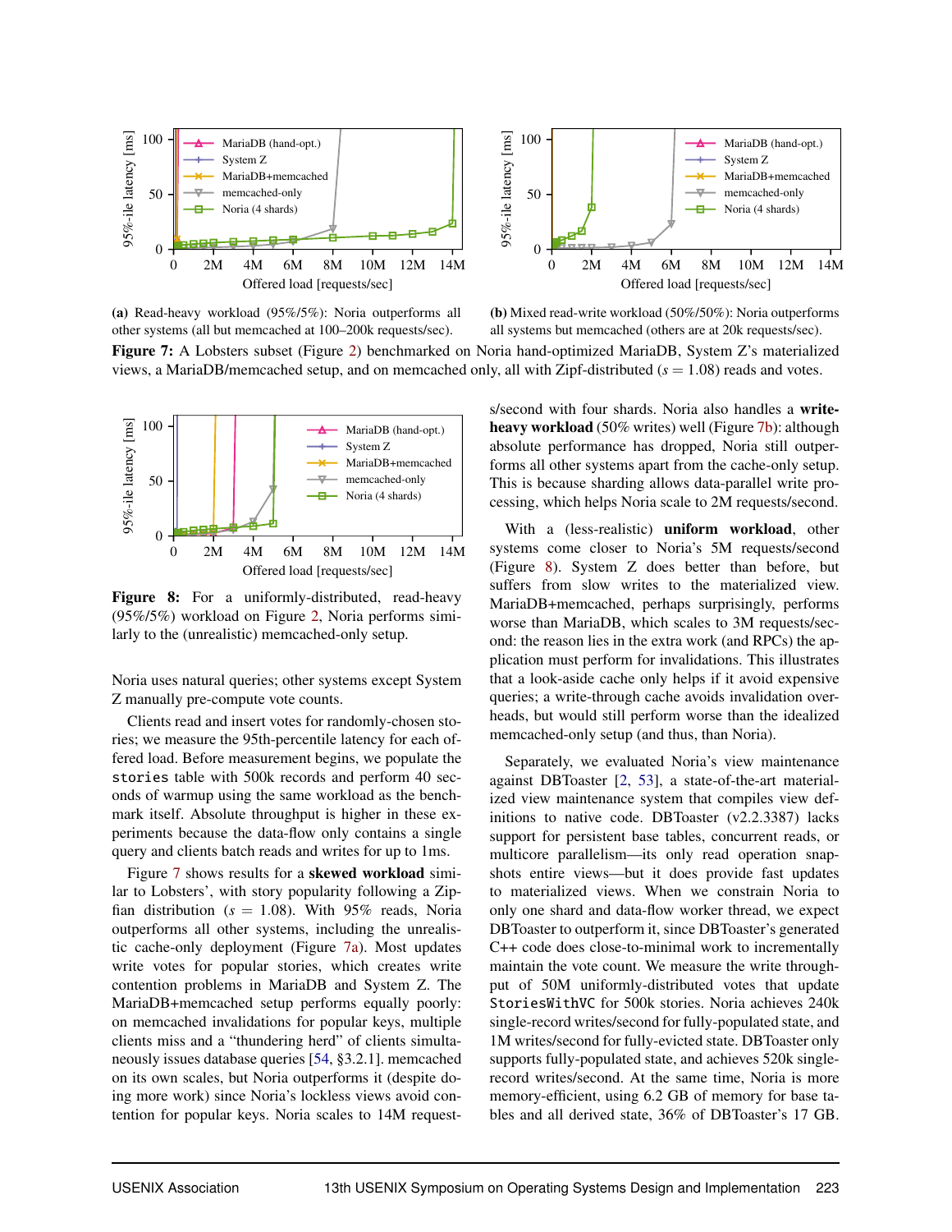(a) Read-heavy workload (95%/5%): Noria outperforms all other systems (all but memcached at 100–200k requests/sec).

(b) Mixed read-write workload (50%/50%): Noria outperforms all systems but memcached (others are at 20k requests/sec).

**Figure 7:** A Lobsters subset (Figure 2) benchmarked on Noria hand-optimized MariaDB, System Z's materialized views, a MariaDB/memcached setup, and on memcached only, all with Zipf-distributed ($s = 1.08$) reads and votes.

**Figure 8:** For a uniformly-distributed, read-heavy (95%/5%) workload on Figure 2, Noria performs similarly to the (unrealistic) memcached-only setup.

Noria uses natural queries; other systems except System Z manually pre-compute vote counts.

Clients read and insert votes for randomly-chosen stories; we measure the 95th-percentile latency for each offered load. Before measurement begins, we populate the `stories` table with 500k records and perform 40 seconds of warmup using the same workload as the benchmark itself. Absolute throughput is higher in these experiments because the data-flow only contains a single query and clients batch reads and writes for up to 1ms.

Figure 7 shows results for a **skewed workload** similar to Lobsters', with story popularity following a Zipfian distribution ($s = 1.08$). With 95% reads, Noria outperforms all other systems, including the unrealistic cache-only deployment (Figure 7a). Most updates write votes for popular stories, which creates write contention problems in MariaDB and System Z. The MariaDB+memcached setup performs equally poorly: on memcached invalidations for popular keys, multiple clients miss and a "thundering herd" of clients simultaneously issues database queries [54, §3.2.1]. memcached on its own scales, but Noria outperforms it (despite doing more work) since Noria's lockless views avoid contention for popular keys. Noria scales to 14M requests/second with four shards. Noria also handles a **write-heavy workload** (50% writes) well (Figure 7b): although absolute performance has dropped, Noria still outperforms all systems apart from the cache-only setup. This is because sharding allows data-parallel write processing, which helps Noria scale to 2M requests/second.

With a (less-realistic) **uniform workload**, other systems come closer to Noria's 5M requests/second (Figure 8). System Z does better than before, but suffers from slow writes to the materialized view. MariaDB+memcached, perhaps surprisingly, performs worse than MariaDB, which scales to 3M requests/second: the reason lies in the extra work (and RPCs) the application must perform for invalidations. This illustrates that a look-aside cache only helps if it avoid expensive queries; a write-through cache avoids invalidation overheads, but would still perform worse than the idealized memcached-only setup (and thus, than Noria).

Separately, we evaluated Noria's view maintenance against DBToaster [2, 53], a state-of-the-art materialized view maintenance system that compiles view definitions to native code. DBToaster (v2.2.3387) lacks support for persistent base tables, concurrent reads, or multicore parallelism—its only read operation snapshots entire views—but it does provide fast updates to materialized views. When we constrain Noria to only one shard and data-flow worker thread, we expect DBToaster to outperform it, since DBToaster's generated C++ code does close-to-minimal work to incrementally maintain the vote count. We measure the write throughput of 50M uniformly-distributed votes that update `StoriesWithVC` for 500k stories. Noria achieves 240k single-record writes/second for fully-populated state, and 1M writes/second for fully-evicted state. DBToaster only supports fully-populated state, and achieves 520k single-record writes/second. At the same time, Noria is more memory-efficient, using 6.2 GB of memory for base tables and all derived state, 36% of DBToaster's 17 GB.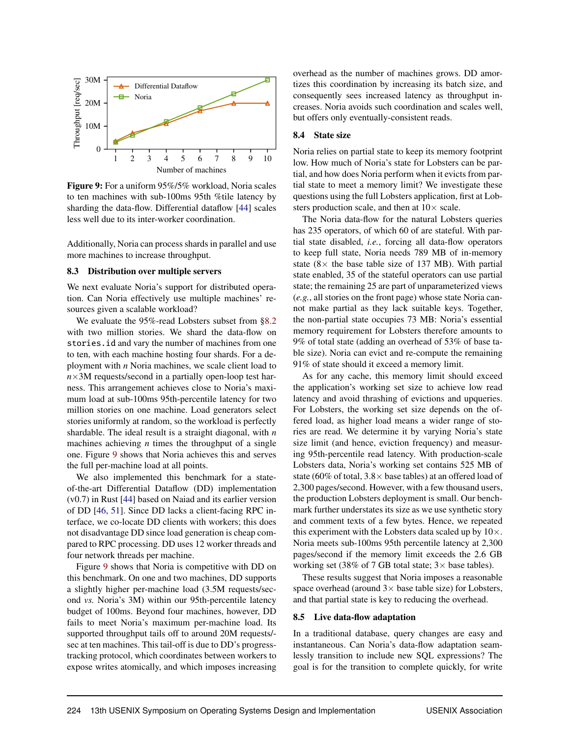**Figure 9:** For a uniform 95%/5% workload, Noria scales to ten machines with sub-100ms 95th %tile latency by sharding the data-flow. Differential dataflow [44] scales less well due to its inter-worker coordination.

Additionally, Noria can process shards in parallel and use more machines to increase throughput.

### 8.3 Distribution over multiple servers

We next evaluate Noria's support for distributed operation. Can Noria effectively use multiple machines' resources given a scalable workload?

We evaluate the 95%-read Lobsters subset from §8.2 with two million stories. We shard the data-flow on `stories.id` and vary the number of machines from one to ten, with each machine hosting four shards. For a deployment with $n$ Noria machines, we scale client load to $n \times 3$M requests/second in a partially open-loop test harness. This arrangement achieves close to Noria's maximum load at sub-100ms 95th-percentile latency for two million stories on one machine. Load generators select stories uniformly at random, so the workload is perfectly shardable. The ideal result is a straight diagonal, with $n$ machines achieving $n$ times the throughput of a single one. Figure 9 shows that Noria achieves this and serves the full per-machine load at all points.

We also implemented this benchmark for a state-of-the-art Differential Dataflow (DD) implementation (v0.7) in Rust [44] based on Naiad and its earlier version of DD [46, 51]. Since DD lacks a client-facing RPC interface, we co-locate DD clients with workers; this does not disadvantage DD since load generation is cheap compared to RPC processing. DD uses 12 worker threads and four network threads per machine.

Figure 9 shows that Noria is competitive with DD on this benchmark. On one and two machines, DD supports a slightly higher per-machine load (3.5M requests/second *vs.* Noria's 3M) within our 95th-percentile latency budget of 100ms. Beyond four machines, however, DD fails to meet Noria's maximum per-machine load. Its supported throughput tails off to around 20M requests/sec at ten machines. This tail-off is due to DD's progress-tracking protocol, which coordinates between workers to expose writes atomically, and which imposes increasing overhead as the number of machines grows. DD amortizes this coordination by increasing its batch size, and consequently sees increased latency as throughput increases. Noria avoids such coordination and scales well, but offers only eventually-consistent reads.

### 8.4 State size

Noria relies on partial state to keep its memory footprint low. How much of Noria's state for Lobsters can be partial, and how does Noria perform when it evicts from partial state to meet a memory limit? We investigate these questions using the full Lobsters application, first at Lobsters production scale, and then at $10\times$ scale.

The Noria data-flow for the natural Lobsters queries has 235 operators, of which 60 of are stateful. With partial state disabled, *i.e.*, forcing all data-flow operators to keep full state, Noria needs 789 MB of in-memory state ($8\times$ the base table size of 137 MB). With partial state enabled, 35 of the stateful operators can use partial state; the remaining 25 are part of unparameterized views (*e.g.*, all stories on the front page) whose state Noria cannot make partial as they lack suitable keys. Together, the non-partial state occupies 73 MB: Noria's essential memory requirement for Lobsters therefore amounts to 9% of total state (adding an overhead of 53% of base table size). Noria can evict and re-compute the remaining 91% of state should it exceed a memory limit.

As for any cache, this memory limit should exceed the application's working set size to achieve low read latency and avoid thrashing of evictions and upqueries. For Lobsters, the working set size depends on the offered load, as higher load means a wider range of stories are read. We determine it by varying Noria's state size limit (and hence, eviction frequency) and measuring 95th-percentile read latency. With production-scale Lobsters data, Noria's working set contains 525 MB of state (60% of total, $3.8\times$ base tables) at an offered load of 2,300 pages/second. However, with a few thousand users, the production Lobsters deployment is small. Our benchmark further understates its size as we use synthetic story and comment texts of a few bytes. Hence, we repeated this experiment with the Lobsters data scaled up by $10\times$. Noria meets sub-100ms 95th percentile latency at 2,300 pages/second if the memory limit exceeds the 2.6 GB working set (38% of 7 GB total state; $3\times$ base tables).

These results suggest that Noria imposes a reasonable space overhead (around $3\times$ base table size) for Lobsters, and that partial state is key to reducing the overhead.

### 8.5 Live data-flow adaptation

In a traditional database, query changes are easy and instantaneous. Can Noria's data-flow adaptation seamlessly transition to include new SQL expressions? The goal is for the transition to complete quickly, for write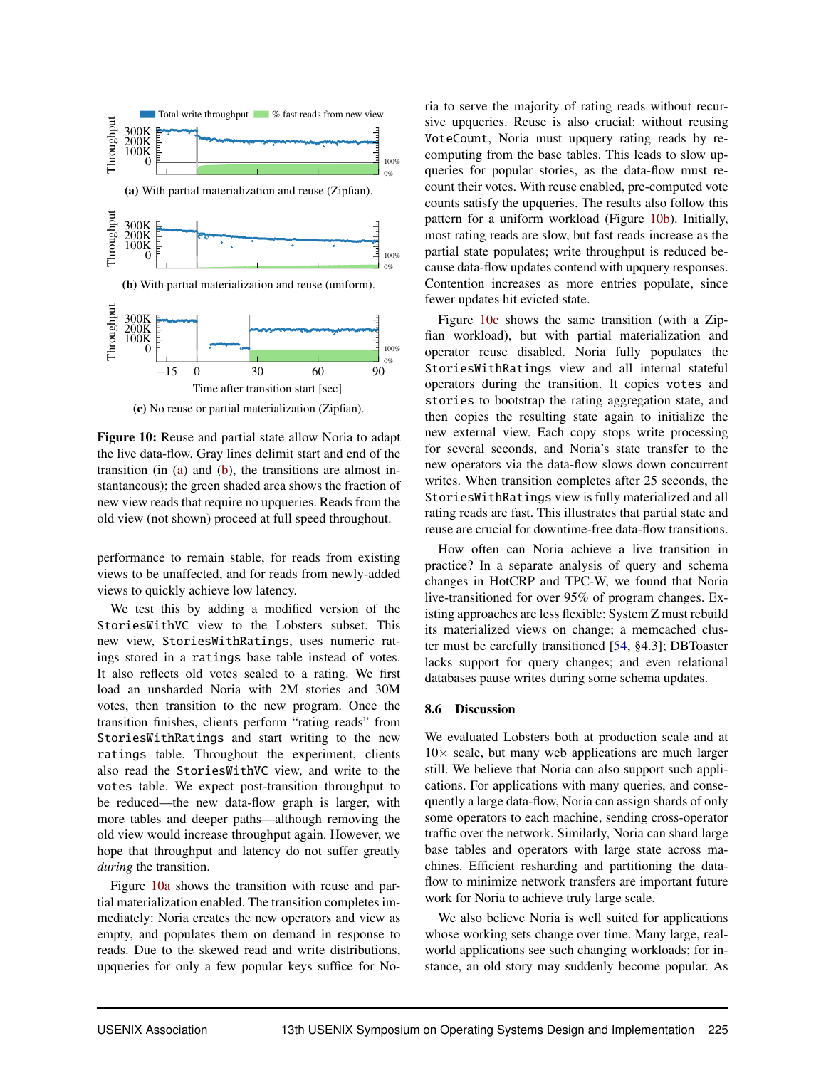(a) With partial materialization and reuse (Zipfian).

(b) With partial materialization and reuse (uniform).

(c) No reuse or partial materialization (Zipfian).

**Figure 10:** Reuse and partial state allow Noria to adapt the live data-flow. Gray lines delimit start and end of the transition (in (a) and (b), the transitions are almost instantaneous); the green shaded area shows the fraction of new view reads that require no upqueries. Reads from the old view (not shown) proceed at full speed throughout.

performance to remain stable, for reads from existing views to be unaffected, and for reads from newly-added views to quickly achieve low latency.

We test this by adding a modified version of the `StoriesWithVC` view to the Lobsters subset. This new view, `StoriesWithRatings`, uses numeric ratings stored in a `ratings` base table instead of votes. It also reflects old votes scaled to a rating. We first load an unsharded Noria with 2M stories and 30M votes, then transition to the new program. Once the transition finishes, clients perform "rating reads" from `StoriesWithRatings` and start writing to the new `ratings` table. Throughout the experiment, clients also read the `StoriesWithVC` view, and write to the `votes` table. We expect post-transition throughput to be reduced—the new data-flow graph is larger, with more tables and deeper paths—although removing the old view would increase throughput again. However, we hope that throughput and latency do not suffer greatly *during* the transition.

Figure 10a shows the transition with reuse and partial materialization enabled. The transition completes immediately: Noria creates the new operators and view as empty, and populates them on demand in response to reads. Due to the skewed read and write distributions, upqueries for only a few popular keys suffice for Noria to serve the majority of rating reads without recursive upqueries. Reuse is also crucial: without reusing `VoteCount`, Noria must upquery rating reads by recomputing from the base tables. This leads to slow upqueries for popular stories, as the data-flow must recount their votes. With reuse enabled, pre-computed vote counts satisfy the upqueries. The results also follow this pattern for a uniform workload (Figure 10b). Initially, most rating reads are slow, but fast reads increase as the partial state populates; write throughput is reduced because data-flow updates contend with upquery responses. Contention increases as more entries populate, since fewer updates hit evicted state.

Figure 10c shows the same transition (with a Zipfian workload), but with partial materialization and operator reuse disabled. Noria fully populates the `StoriesWithRatings` view and all internal stateful operators during the transition. It copies `votes` and `stories` to bootstrap the rating aggregation state, and then copies the resulting state again to initialize the new external view. Each copy stops write processing for several seconds, and Noria's state transfer to the new operators via the data-flow slows down concurrent writes. When transition completes after 25 seconds, the `StoriesWithRatings` view is fully materialized and all rating reads are fast. This illustrates that partial state and reuse are crucial for downtime-free data-flow transitions.

How often can Noria achieve a live transition in practice? In a separate analysis of query and schema changes in HotCRP and TPC-W, we found that Noria live-transitioned for over 95% of program changes. Existing approaches are less flexible: System Z must rebuild its materialized views on change; a memcached cluster must be carefully transitioned [54, §4.3]; DBToaster lacks support for query changes; and even relational databases pause writes during some schema updates.

### 8.6 Discussion

We evaluated Lobsters both at production scale and at 10× scale, but many web applications are much larger still. We believe that Noria can also support such applications. For applications with many queries, and consequently a large data-flow, Noria can assign shards of only some operators to each machine, sending cross-operator traffic over the network. Similarly, Noria can shard large base tables and operators with large state across machines. Efficient resharding and partitioning the data-flow to minimize network transfers are important future work for Noria to achieve truly large scale.

We also believe Noria is well suited for applications whose working sets change over time. Many large, real-world applications see such changing workloads; for instance, an old story may suddenly become popular. As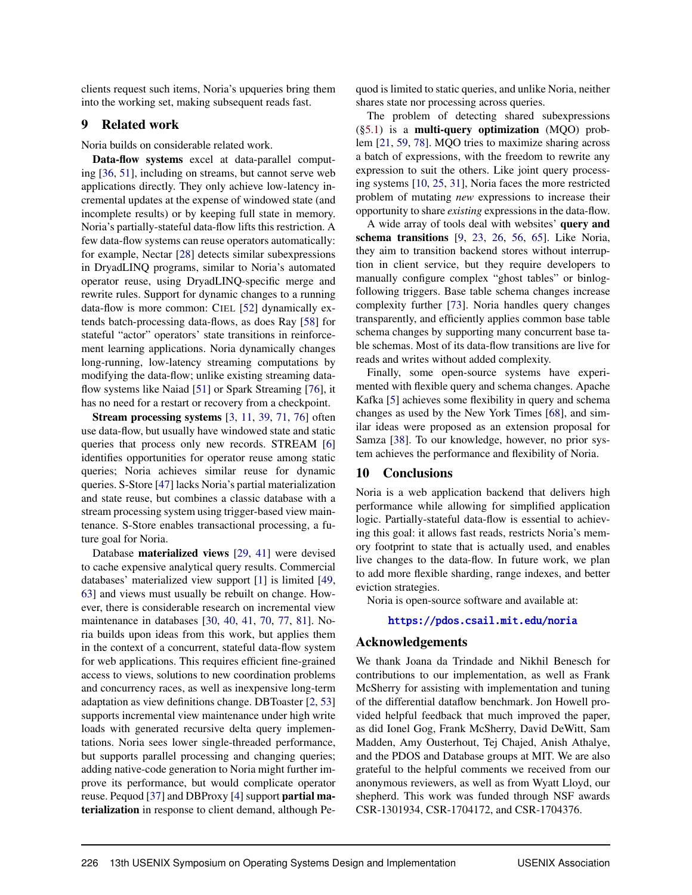clients request such items, Noria's upqueries bring them into the working set, making subsequent reads fast.

## 9 Related work

Noria builds on considerable related work.

**Data-flow systems** excel at data-parallel computing [36, 51], including on streams, but cannot serve web applications directly. They only achieve low-latency incremental updates at the expense of windowed state (and incomplete results) or by keeping full state in memory. Noria's partially-stateful data-flow lifts this restriction. A few data-flow systems can reuse operators automatically: for example, Nectar [28] detects similar subexpressions in DryadLINQ programs, similar to Noria's automated operator reuse, using DryadLINQ-specific merge and rewrite rules. Support for dynamic changes to a running data-flow is more common: CIEL [52] dynamically extends batch-processing data-flows, as does Ray [58] for stateful "actor" operators' state transitions in reinforcement learning applications. Noria dynamically changes long-running, low-latency streaming computations by modifying the data-flow; unlike existing streaming data-flow systems like Naiad [51] or Spark Streaming [76], it has no need for a restart or recovery from a checkpoint.

**Stream processing systems** [3, 11, 39, 71, 76] often use data-flow, but usually have windowed state and static queries that process only new records. STREAM [6] identifies opportunities for operator reuse among static queries; Noria achieves similar reuse for dynamic queries. S-Store [47] lacks Noria's partial materialization and state reuse, but combines a classic database with a stream processing system using trigger-based view maintenance. S-Store enables transactional processing, a future goal for Noria.

Database **materialized views** [29, 41] were devised to cache expensive analytical query results. Commercial databases' materialized view support [1] is limited [49, 63] and views must usually be rebuilt on change. However, there is considerable research on incremental view maintenance in databases [30, 40, 41, 70, 77, 81]. Noria builds upon ideas from this work, but applies them in the context of a concurrent, stateful data-flow system for web applications. This requires efficient fine-grained access to views, solutions to new coordination problems and concurrency races, as well as inexpensive long-term adaptation as view definitions change. DBToaster [2, 53] supports incremental view maintenance under high write loads with generated recursive delta query implementations. Noria sees lower single-threaded performance, but supports parallel processing and changing queries; adding native-code generation to Noria might further improve its performance, but would complicate operator reuse. Pequod [37] and DBProxy [4] support **partial materialization** in response to client demand, although Pequod is limited to static queries, and unlike Noria, neither shares state nor processing across queries.

The problem of detecting shared subexpressions (§5.1) is a **multi-query optimization** (MQO) problem [21, 59, 78]. MQO tries to maximize sharing across a batch of expressions, with the freedom to rewrite any expression to suit the others. Like joint query processing systems [10, 25, 31], Noria faces the more restricted problem of mutating *new* expressions to increase their opportunity to share *existing* expressions in the data-flow.

A wide array of tools deal with websites' **query and schema transitions** [9, 23, 26, 56, 65]. Like Noria, they aim to transition backend stores without interruption in client service, but they require developers to manually configure complex "ghost tables" or binlog-following triggers. Base table schema changes increase complexity further [73]. Noria handles query changes transparently, and efficiently applies common base table schema changes by supporting many concurrent base table schemas. Most of its data-flow transitions are live for reads and writes without added complexity.

Finally, some open-source systems have experimented with flexible query and schema changes. Apache Kafka [5] achieves some flexibility in query and schema changes as used by the New York Times [68], and similar ideas were proposed as an extension proposal for Samza [38]. To our knowledge, however, no prior system achieves the performance and flexibility of Noria.

## 10 Conclusions

Noria is a web application backend that delivers high performance while allowing for simplified application logic. Partially-stateful data-flow is essential to achieving this goal: it allows fast reads, restricts Noria's memory footprint to state that is actually used, and enables live changes to the data-flow. In future work, we plan to add more flexible sharding, range indexes, and better eviction strategies.

Noria is open-source software and available at:

https://pdos.csail.mit.edu/noria

## Acknowledgements

We thank Joana da Trindade and Nikhil Benesch for contributions to our implementation, as well as Frank McSherry for assisting with implementation and tuning of the differential dataflow benchmark. Jon Howell provided helpful feedback that much improved the paper, as did Ionel Gog, Frank McSherry, David DeWitt, Sam Madden, Amy Ousterhout, Tej Chajed, Anish Athalye, and the PDOS and Database groups at MIT. We are also grateful to the helpful comments we received from our anonymous reviewers, as well as from Wyatt Lloyd, our shepherd. This work was funded through NSF awards CSR-1301934, CSR-1704172, and CSR-1704376.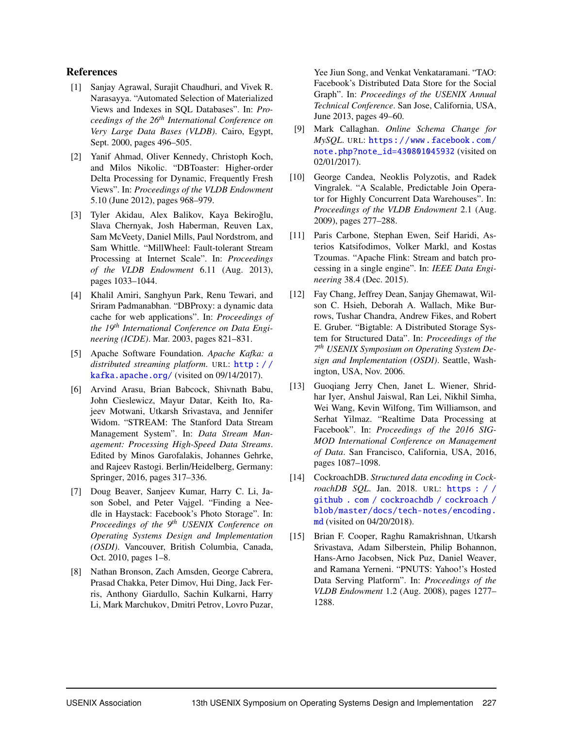## References

[1] Sanjay Agrawal, Surajit Chaudhuri, and Vivek R. Narasayya. "Automated Selection of Materialized Views and Indexes in SQL Databases". In: *Proceedings of the 26th International Conference on Very Large Data Bases (VLDB)*. Cairo, Egypt, Sept. 2000, pages 496–505.

[2] Yanif Ahmad, Oliver Kennedy, Christoph Koch, and Milos Nikolic. "DBToaster: Higher-order Delta Processing for Dynamic, Frequently Fresh Views". In: *Proceedings of the VLDB Endowment* 5.10 (June 2012), pages 968–979.

[3] Tyler Akidau, Alex Balikov, Kaya Bekiroğlu, Slava Chernyak, Josh Haberman, Reuven Lax, Sam McVeety, Daniel Mills, Paul Nordstrom, and Sam Whittle. "MillWheel: Fault-tolerant Stream Processing at Internet Scale". In: *Proceedings of the VLDB Endowment* 6.11 (Aug. 2013), pages 1033–1044.

[4] Khalil Amiri, Sanghyun Park, Renu Tewari, and Sriram Padmanabhan. "DBProxy: a dynamic data cache for web applications". In: *Proceedings of the 19th International Conference on Data Engineering (ICDE)*. Mar. 2003, pages 821–831.

[5] Apache Software Foundation. *Apache Kafka: a distributed streaming platform*. URL: http://kafka.apache.org/ (visited on 09/14/2017).

[6] Arvind Arasu, Brian Babcock, Shivnath Babu, John Cieslewicz, Mayur Datar, Keith Ito, Rajeev Motwani, Utkarsh Srivastava, and Jennifer Widom. "STREAM: The Stanford Data Stream Management System". In: *Data Stream Management: Processing High-Speed Data Streams*. Edited by Minos Garofalakis, Johannes Gehrke, and Rajeev Rastogi. Berlin/Heidelberg, Germany: Springer, 2016, pages 317–336.

[7] Doug Beaver, Sanjeev Kumar, Harry C. Li, Jason Sobel, and Peter Vajgel. "Finding a Needle in Haystack: Facebook's Photo Storage". In: *Proceedings of the 9th USENIX Conference on Operating Systems Design and Implementation (OSDI)*. Vancouver, British Columbia, Canada, Oct. 2010, pages 1–8.

[8] Nathan Bronson, Zach Amsden, George Cabrera, Prasad Chakka, Peter Dimov, Hui Ding, Jack Ferris, Anthony Giardullo, Sachin Kulkarni, Harry Li, Mark Marchukov, Dmitri Petrov, Lovro Puzar, Yee Jiun Song, and Venkat Venkataramani. "TAO: Facebook's Distributed Data Store for the Social Graph". In: *Proceedings of the USENIX Annual Technical Conference*. San Jose, California, USA, June 2013, pages 49–60.

[9] Mark Callaghan. *Online Schema Change for MySQL*. URL: https://www.facebook.com/note.php?note_id=430801045932 (visited on 02/01/2017).

[10] George Candea, Neoklis Polyzotis, and Radek Vingralek. "A Scalable, Predictable Join Operator for Highly Concurrent Data Warehouses". In: *Proceedings of the VLDB Endowment* 2.1 (Aug. 2009), pages 277–288.

[11] Paris Carbone, Stephan Ewen, Seif Haridi, Asterios Katsifodimos, Volker Markl, and Kostas Tzoumas. "Apache Flink: Stream and batch processing in a single engine". In: *IEEE Data Engineering* 38.4 (Dec. 2015).

[12] Fay Chang, Jeffrey Dean, Sanjay Ghemawat, Wilson C. Hsieh, Deborah A. Wallach, Mike Burrows, Tushar Chandra, Andrew Fikes, and Robert E. Gruber. "Bigtable: A Distributed Storage System for Structured Data". In: *Proceedings of the 7th USENIX Symposium on Operating System Design and Implementation (OSDI)*. Seattle, Washington, USA, Nov. 2006.

[13] Guoqiang Jerry Chen, Janet L. Wiener, Shridhar Iyer, Anshul Jaiswal, Ran Lei, Nikhil Simha, Wei Wang, Kevin Wilfong, Tim Williamson, and Serhat Yilmaz. "Realtime Data Processing at Facebook". In: *Proceedings of the 2016 SIGMOD International Conference on Management of Data*. San Francisco, California, USA, 2016, pages 1087–1098.

[14] CockroachDB. *Structured data encoding in CockroachDB SQL*. Jan. 2018. URL: https://github.com/cockroachdb/cockroach/blob/master/docs/tech-notes/encoding.md (visited on 04/20/2018).

[15] Brian F. Cooper, Raghu Ramakrishnan, Utkarsh Srivastava, Adam Silberstein, Philip Bohannon, Hans-Arno Jacobsen, Nick Puz, Daniel Weaver, and Ramana Yerneni. "PNUTS: Yahoo!'s Hosted Data Serving Platform". In: *Proceedings of the VLDB Endowment* 1.2 (Aug. 2008), pages 1277–1288.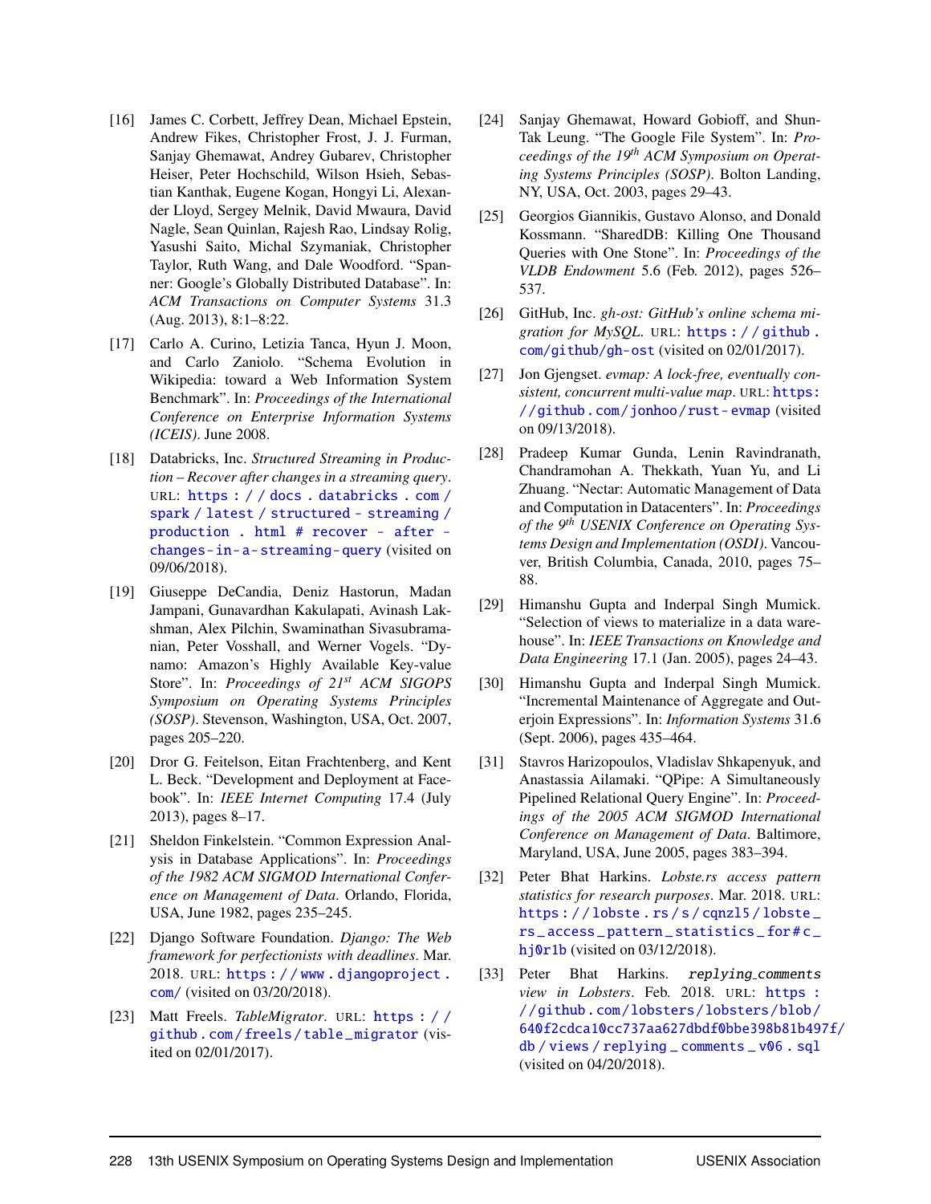[16] James C. Corbett, Jeffrey Dean, Michael Epstein, Andrew Fikes, Christopher Frost, J. J. Furman, Sanjay Ghemawat, Andrey Gubarev, Christopher Heiser, Peter Hochschild, Wilson Hsieh, Sebastian Kanthak, Eugene Kogan, Hongyi Li, Alexander Lloyd, Sergey Melnik, David Mwaura, David Nagle, Sean Quinlan, Rajesh Rao, Lindsay Rolig, Yasushi Saito, Michal Szymaniak, Christopher Taylor, Ruth Wang, and Dale Woodford. "Spanner: Google's Globally Distributed Database". In: *ACM Transactions on Computer Systems* 31.3 (Aug. 2013), 8:1–8:22.

[17] Carlo A. Curino, Letizia Tanca, Hyun J. Moon, and Carlo Zaniolo. "Schema Evolution in Wikipedia: toward a Web Information System Benchmark". In: *Proceedings of the International Conference on Enterprise Information Systems (ICEIS)*. June 2008.

[18] Databricks, Inc. *Structured Streaming in Production – Recover after changes in a streaming query*. URL: https://docs.databricks.com/spark/latest/structured-streaming/production.html#recover-after-changes-in-a-streaming-query (visited on 09/06/2018).

[19] Giuseppe DeCandia, Deniz Hastorun, Madan Jampani, Gunavardhan Kakulapati, Avinash Lakshman, Alex Pilchin, Swaminathan Sivasubramanian, Peter Vosshall, and Werner Vogels. "Dynamo: Amazon's Highly Available Key-value Store". In: *Proceedings of 21st ACM SIGOPS Symposium on Operating Systems Principles (SOSP)*. Stevenson, Washington, USA, Oct. 2007, pages 205–220.

[20] Dror G. Feitelson, Eitan Frachtenberg, and Kent L. Beck. "Development and Deployment at Facebook". In: *IEEE Internet Computing* 17.4 (July 2013), pages 8–17.

[21] Sheldon Finkelstein. "Common Expression Analysis in Database Applications". In: *Proceedings of the 1982 ACM SIGMOD International Conference on Management of Data*. Orlando, Florida, USA, June 1982, pages 235–245.

[22] Django Software Foundation. *Django: The Web framework for perfectionists with deadlines*. Mar. 2018. URL: https://www.djangoproject.com/ (visited on 03/20/2018).

[23] Matt Freels. *TableMigrator*. URL: https://github.com/freels/table_migrator (visited on 02/01/2017).

[24] Sanjay Ghemawat, Howard Gobioff, and Shun-Tak Leung. "The Google File System". In: *Proceedings of the 19th ACM Symposium on Operating Systems Principles (SOSP)*. Bolton Landing, NY, USA, Oct. 2003, pages 29–43.

[25] Georgios Giannikis, Gustavo Alonso, and Donald Kossmann. "SharedDB: Killing One Thousand Queries with One Stone". In: *Proceedings of the VLDB Endowment* 5.6 (Feb. 2012), pages 526–537.

[26] GitHub, Inc. *gh-ost: GitHub's online schema migration for MySQL*. URL: https://github.com/github/gh-ost (visited on 02/01/2017).

[27] Jon Gjengset. *evmap: A lock-free, eventually consistent, concurrent multi-value map*. URL: https://github.com/jonhoo/rust-evmap (visited on 09/13/2018).

[28] Pradeep Kumar Gunda, Lenin Ravindranath, Chandramohan A. Thekkath, Yuan Yu, and Li Zhuang. "Nectar: Automatic Management of Data and Computation in Datacenters". In: *Proceedings of the 9th USENIX Conference on Operating Systems Design and Implementation (OSDI)*. Vancouver, British Columbia, Canada, 2010, pages 75–88.

[29] Himanshu Gupta and Inderpal Singh Mumick. "Selection of views to materialize in a data warehouse". In: *IEEE Transactions on Knowledge and Data Engineering* 17.1 (Jan. 2005), pages 24–43.

[30] Himanshu Gupta and Inderpal Singh Mumick. "Incremental Maintenance of Aggregate and Outerjoin Expressions". In: *Information Systems* 31.6 (Sept. 2006), pages 435–464.

[31] Stavros Harizopoulos, Vladislav Shkapenyuk, and Anastassia Ailamaki. "QPipe: A Simultaneously Pipelined Relational Query Engine". In: *Proceedings of the 2005 ACM SIGMOD International Conference on Management of Data*. Baltimore, Maryland, USA, June 2005, pages 383–394.

[32] Peter Bhat Harkins. *Lobste.rs access pattern statistics for research purposes*. Mar. 2018. URL: https://lobste.rs/s/cqnzl5/lobste_rs_access_pattern_statistics_for#c_hj0r1b (visited on 03/12/2018).

[33] Peter Bhat Harkins. *`replying_comments` view in Lobsters*. Feb. 2018. URL: https://github.com/lobsters/lobsters/blob/640f2cdca10cc737aa627dbdf0bbe398b81b497f/db/views/replying_comments_v06.sql (visited on 04/20/2018).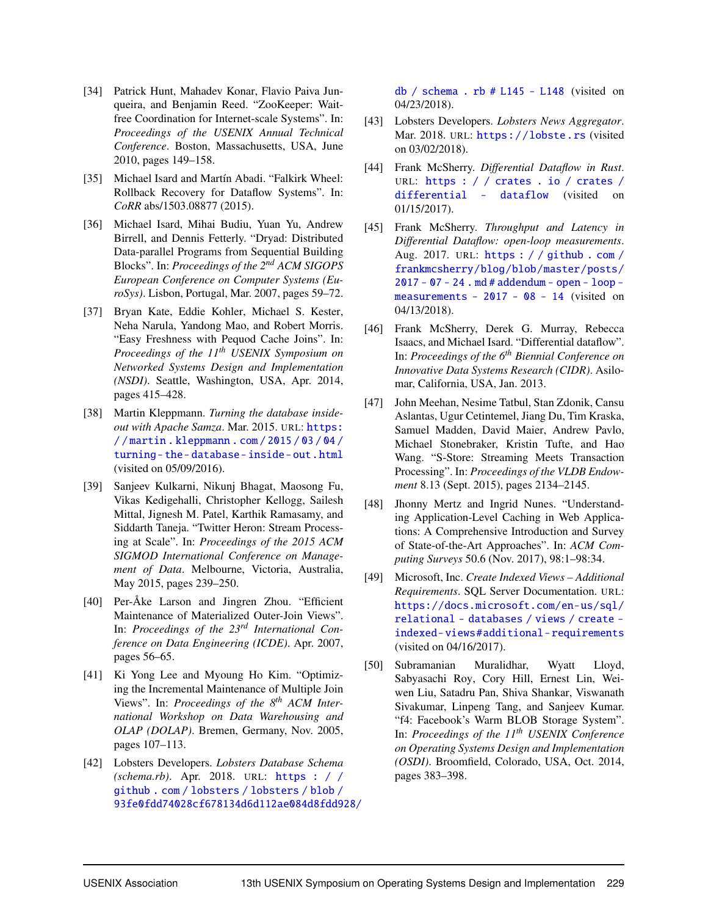[34] Patrick Hunt, Mahadev Konar, Flavio Paiva Junqueira, and Benjamin Reed. "ZooKeeper: Wait-free Coordination for Internet-scale Systems". In: *Proceedings of the USENIX Annual Technical Conference*. Boston, Massachusetts, USA, June 2010, pages 149–158.

[35] Michael Isard and Martín Abadi. "Falkirk Wheel: Rollback Recovery for Dataflow Systems". In: *CoRR* abs/1503.08877 (2015).

[36] Michael Isard, Mihai Budiu, Yuan Yu, Andrew Birrell, and Dennis Fetterly. "Dryad: Distributed Data-parallel Programs from Sequential Building Blocks". In: *Proceedings of the 2nd ACM SIGOPS European Conference on Computer Systems (EuroSys)*. Lisbon, Portugal, Mar. 2007, pages 59–72.

[37] Bryan Kate, Eddie Kohler, Michael S. Kester, Neha Narula, Yandong Mao, and Robert Morris. "Easy Freshness with Pequod Cache Joins". In: *Proceedings of the 11th USENIX Symposium on Networked Systems Design and Implementation (NSDI)*. Seattle, Washington, USA, Apr. 2014, pages 415–428.

[38] Martin Kleppmann. *Turning the database inside-out with Apache Samza*. Mar. 2015. URL: https://martin.kleppmann.com/2015/03/04/turning-the-database-inside-out.html (visited on 05/09/2016).

[39] Sanjeev Kulkarni, Nikunj Bhagat, Maosong Fu, Vikas Kedigehalli, Christopher Kellogg, Sailesh Mittal, Jignesh M. Patel, Karthik Ramasamy, and Siddarth Taneja. "Twitter Heron: Stream Processing at Scale". In: *Proceedings of the 2015 ACM SIGMOD International Conference on Management of Data*. Melbourne, Victoria, Australia, May 2015, pages 239–250.

[40] Per-Åke Larson and Jingren Zhou. "Efficient Maintenance of Materialized Outer-Join Views". In: *Proceedings of the 23rd International Conference on Data Engineering (ICDE)*. Apr. 2007, pages 56–65.

[41] Ki Yong Lee and Myoung Ho Kim. "Optimizing the Incremental Maintenance of Multiple Join Views". In: *Proceedings of the 8th ACM International Workshop on Data Warehousing and OLAP (DOLAP)*. Bremen, Germany, Nov. 2005, pages 107–113.

[42] Lobsters Developers. *Lobsters Database Schema (schema.rb)*. Apr. 2018. URL: https://github.com/lobsters/lobsters/blob/93fe0fdd74028cf678134d6d112ae084d8fdd928/db/schema.rb#L145-L148 (visited on 04/23/2018).

[43] Lobsters Developers. *Lobsters News Aggregator*. Mar. 2018. URL: https://lobste.rs (visited on 03/02/2018).

[44] Frank McSherry. *Differential Dataflow in Rust*. URL: https://crates.io/crates/differential-dataflow (visited on 01/15/2017).

[45] Frank McSherry. *Throughput and Latency in Differential Dataflow: open-loop measurements*. Aug. 2017. URL: https://github.com/frankmcsherry/blog/blob/master/posts/2017-07-24.md#addendum-open-loop-measurements-2017-08-14 (visited on 04/13/2018).

[46] Frank McSherry, Derek G. Murray, Rebecca Isaacs, and Michael Isard. "Differential dataflow". In: *Proceedings of the 6th Biennial Conference on Innovative Data Systems Research (CIDR)*. Asilomar, California, USA, Jan. 2013.

[47] John Meehan, Nesime Tatbul, Stan Zdonik, Cansu Aslantas, Ugur Cetintemel, Jiang Du, Tim Kraska, Samuel Madden, David Maier, Andrew Pavlo, Michael Stonebraker, Kristin Tufte, and Hao Wang. "S-Store: Streaming Meets Transaction Processing". In: *Proceedings of the VLDB Endowment* 8.13 (Sept. 2015), pages 2134–2145.

[48] Jhonny Mertz and Ingrid Nunes. "Understanding Application-Level Caching in Web Applications: A Comprehensive Introduction and Survey of State-of-the-Art Approaches". In: *ACM Computing Surveys* 50.6 (Nov. 2017), 98:1–98:34.

[49] Microsoft, Inc. *Create Indexed Views – Additional Requirements*. SQL Server Documentation. URL: https://docs.microsoft.com/en-us/sql/relational-databases/views/create-indexed-views#additional-requirements (visited on 04/16/2017).

[50] Subramanian Muralidhar, Wyatt Lloyd, Sabyasachi Roy, Cory Hill, Ernest Lin, Weiwen Liu, Satadru Pan, Shiva Shankar, Viswanath Sivakumar, Linpeng Tang, and Sanjeev Kumar. "f4: Facebook's Warm BLOB Storage System". In: *Proceedings of the 11th USENIX Conference on Operating Systems Design and Implementation (OSDI)*. Broomfield, Colorado, USA, Oct. 2014, pages 383–398.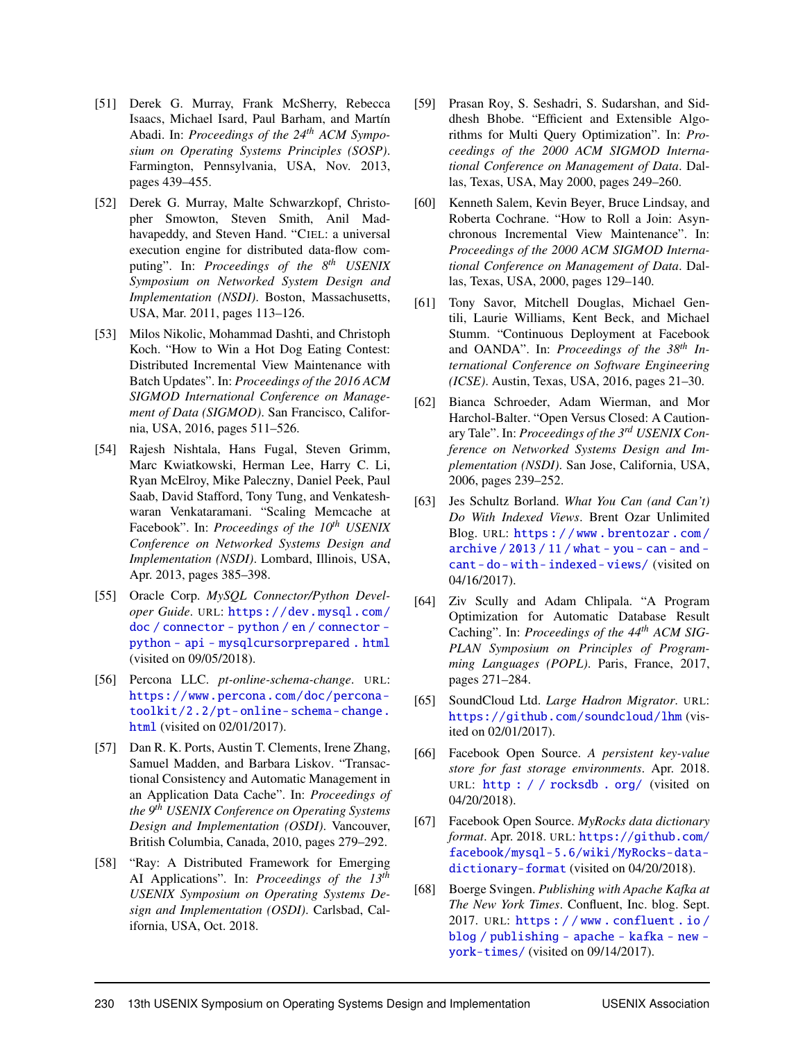- [51] Derek G. Murray, Frank McSherry, Rebecca Isaacs, Michael Isard, Paul Barham, and Martín Abadi. In: *Proceedings of the 24th ACM Symposium on Operating Systems Principles (SOSP)*. Farmington, Pennsylvania, USA, Nov. 2013, pages 439–455.
- [52] Derek G. Murray, Malte Schwarzkopf, Christopher Smowton, Steven Smith, Anil Madhavapeddy, and Steven Hand. "CIEL: a universal execution engine for distributed data-flow computing". In: *Proceedings of the 8th USENIX Symposium on Networked System Design and Implementation (NSDI)*. Boston, Massachusetts, USA, Mar. 2011, pages 113–126.
- [53] Milos Nikolic, Mohammad Dashti, and Christoph Koch. "How to Win a Hot Dog Eating Contest: Distributed Incremental View Maintenance with Batch Updates". In: *Proceedings of the 2016 ACM SIGMOD International Conference on Management of Data (SIGMOD)*. San Francisco, California, USA, 2016, pages 511–526.
- [54] Rajesh Nishtala, Hans Fugal, Steven Grimm, Marc Kwiatkowski, Herman Lee, Harry C. Li, Ryan McElroy, Mike Paleczny, Daniel Peek, Paul Saab, David Stafford, Tony Tung, and Venkateshwaran Venkataramani. "Scaling Memcache at Facebook". In: *Proceedings of the 10th USENIX Conference on Networked Systems Design and Implementation (NSDI)*. Lombard, Illinois, USA, Apr. 2013, pages 385–398.
- [55] Oracle Corp. *MySQL Connector/Python Developer Guide*. URL: https://dev.mysql.com/doc/connector-python/en/connector-python-api-mysqlcursorprepared.html (visited on 09/05/2018).
- [56] Percona LLC. *pt-online-schema-change*. URL: https://www.percona.com/doc/percona-toolkit/2.2/pt-online-schema-change.html (visited on 02/01/2017).
- [57] Dan R. K. Ports, Austin T. Clements, Irene Zhang, Samuel Madden, and Barbara Liskov. "Transactional Consistency and Automatic Management in an Application Data Cache". In: *Proceedings of the 9th USENIX Conference on Operating Systems Design and Implementation (OSDI)*. Vancouver, British Columbia, Canada, 2010, pages 279–292.
- [58] "Ray: A Distributed Framework for Emerging AI Applications". In: *Proceedings of the 13th USENIX Symposium on Operating Systems Design and Implementation (OSDI)*. Carlsbad, California, USA, Oct. 2018.
- [59] Prasan Roy, S. Seshadri, S. Sudarshan, and Siddhesh Bhobe. "Efficient and Extensible Algorithms for Multi Query Optimization". In: *Proceedings of the 2000 ACM SIGMOD International Conference on Management of Data*. Dallas, Texas, USA, May 2000, pages 249–260.
- [60] Kenneth Salem, Kevin Beyer, Bruce Lindsay, and Roberta Cochrane. "How to Roll a Join: Asynchronous Incremental View Maintenance". In: *Proceedings of the 2000 ACM SIGMOD International Conference on Management of Data*. Dallas, Texas, USA, 2000, pages 129–140.
- [61] Tony Savor, Mitchell Douglas, Michael Gentili, Laurie Williams, Kent Beck, and Michael Stumm. "Continuous Deployment at Facebook and OANDA". In: *Proceedings of the 38th International Conference on Software Engineering (ICSE)*. Austin, Texas, USA, 2016, pages 21–30.
- [62] Bianca Schroeder, Adam Wierman, and Mor Harchol-Balter. "Open Versus Closed: A Cautionary Tale". In: *Proceedings of the 3rd USENIX Conference on Networked Systems Design and Implementation (NSDI)*. San Jose, California, USA, 2006, pages 239–252.
- [63] Jes Schultz Borland. *What You Can (and Can't) Do With Indexed Views*. Brent Ozar Unlimited Blog. URL: https://www.brentozar.com/archive/2013/11/what-you-can-and-cant-do-with-indexed-views/ (visited on 04/16/2017).
- [64] Ziv Scully and Adam Chlipala. "A Program Optimization for Automatic Database Result Caching". In: *Proceedings of the 44th ACM SIGPLAN Symposium on Principles of Programming Languages (POPL)*. Paris, France, 2017, pages 271–284.
- [65] SoundCloud Ltd. *Large Hadron Migrator*. URL: https://github.com/soundcloud/lhm (visited on 02/01/2017).
- [66] Facebook Open Source. *A persistent key-value store for fast storage environments*. Apr. 2018. URL: http://rocksdb.org/ (visited on 04/20/2018).
- [67] Facebook Open Source. *MyRocks data dictionary format*. Apr. 2018. URL: https://github.com/facebook/mysql-5.6/wiki/MyRocks-data-dictionary-format (visited on 04/20/2018).
- [68] Boerge Svingen. *Publishing with Apache Kafka at The New York Times*. Confluent, Inc. blog. Sept. 2017. URL: https://www.confluent.io/blog/publishing-apache-kafka-new-york-times/ (visited on 09/14/2017).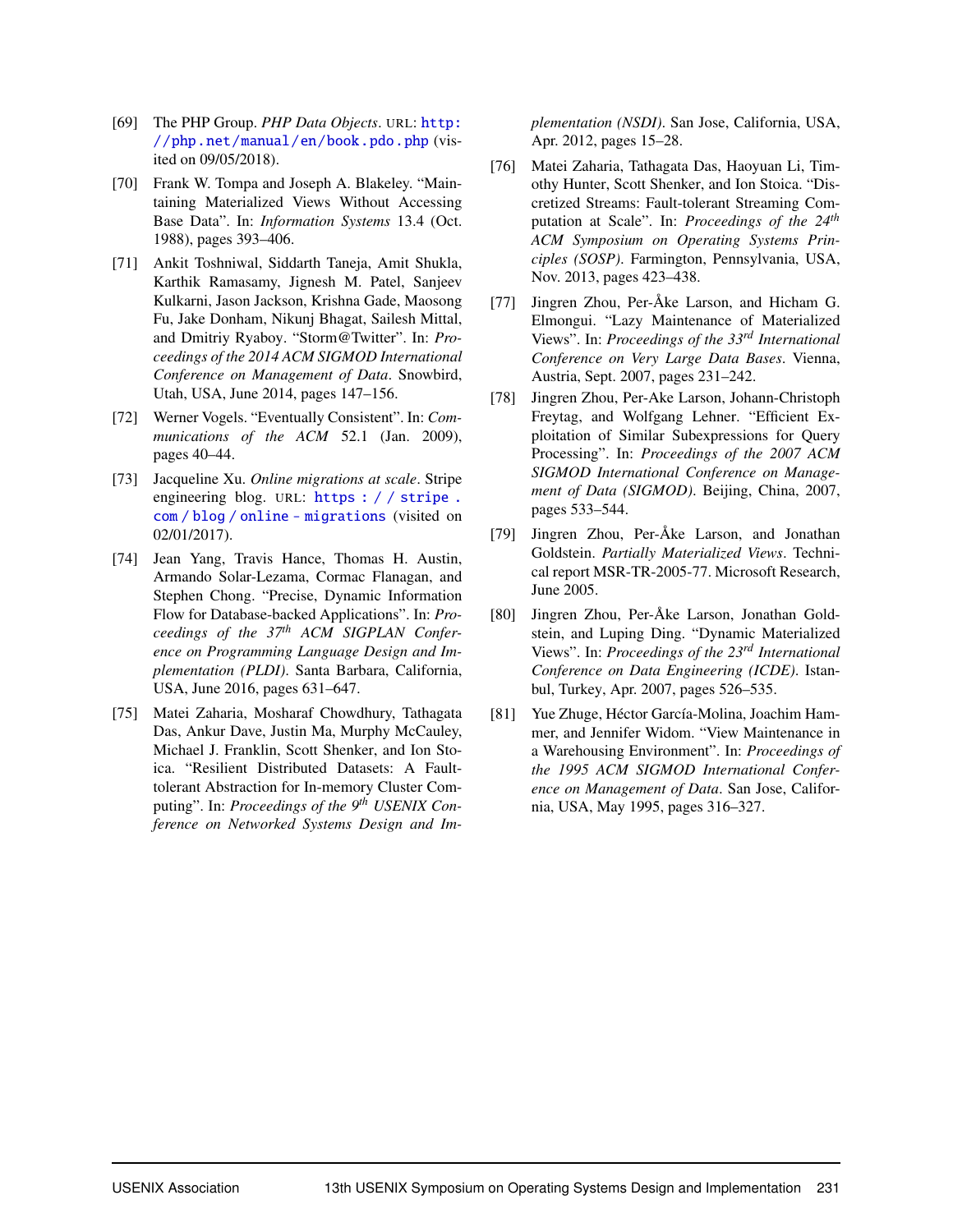[69] The PHP Group. *PHP Data Objects*. URL: http://php.net/manual/en/book.pdo.php (visited on 09/05/2018).

[70] Frank W. Tompa and Joseph A. Blakeley. "Maintaining Materialized Views Without Accessing Base Data". In: *Information Systems* 13.4 (Oct. 1988), pages 393–406.

[71] Ankit Toshniwal, Siddarth Taneja, Amit Shukla, Karthik Ramasamy, Jignesh M. Patel, Sanjeev Kulkarni, Jason Jackson, Krishna Gade, Maosong Fu, Jake Donham, Nikunj Bhagat, Sailesh Mittal, and Dmitriy Ryaboy. "Storm@Twitter". In: *Proceedings of the 2014 ACM SIGMOD International Conference on Management of Data*. Snowbird, Utah, USA, June 2014, pages 147–156.

[72] Werner Vogels. "Eventually Consistent". In: *Communications of the ACM* 52.1 (Jan. 2009), pages 40–44.

[73] Jacqueline Xu. *Online migrations at scale*. Stripe engineering blog. URL: https://stripe.com/blog/online-migrations (visited on 02/01/2017).

[74] Jean Yang, Travis Hance, Thomas H. Austin, Armando Solar-Lezama, Cormac Flanagan, and Stephen Chong. "Precise, Dynamic Information Flow for Database-backed Applications". In: *Proceedings of the 37th ACM SIGPLAN Conference on Programming Language Design and Implementation (PLDI)*. Santa Barbara, California, USA, June 2016, pages 631–647.

[75] Matei Zaharia, Mosharaf Chowdhury, Tathagata Das, Ankur Dave, Justin Ma, Murphy McCauley, Michael J. Franklin, Scott Shenker, and Ion Stoica. "Resilient Distributed Datasets: A Fault-tolerant Abstraction for In-memory Cluster Computing". In: *Proceedings of the 9th USENIX Conference on Networked Systems Design and Implementation (NSDI)*. San Jose, California, USA, Apr. 2012, pages 15–28.

[76] Matei Zaharia, Tathagata Das, Haoyuan Li, Timothy Hunter, Scott Shenker, and Ion Stoica. "Discretized Streams: Fault-tolerant Streaming Computation at Scale". In: *Proceedings of the 24th ACM Symposium on Operating Systems Principles (SOSP)*. Farmington, Pennsylvania, USA, Nov. 2013, pages 423–438.

[77] Jingren Zhou, Per-Åke Larson, and Hicham G. Elmongui. "Lazy Maintenance of Materialized Views". In: *Proceedings of the 33rd International Conference on Very Large Data Bases*. Vienna, Austria, Sept. 2007, pages 231–242.

[78] Jingren Zhou, Per-Ake Larson, Johann-Christoph Freytag, and Wolfgang Lehner. "Efficient Exploitation of Similar Subexpressions for Query Processing". In: *Proceedings of the 2007 ACM SIGMOD International Conference on Management of Data (SIGMOD)*. Beijing, China, 2007, pages 533–544.

[79] Jingren Zhou, Per-Åke Larson, and Jonathan Goldstein. *Partially Materialized Views*. Technical report MSR-TR-2005-77. Microsoft Research, June 2005.

[80] Jingren Zhou, Per-Åke Larson, Jonathan Goldstein, and Luping Ding. "Dynamic Materialized Views". In: *Proceedings of the 23rd International Conference on Data Engineering (ICDE)*. Istanbul, Turkey, Apr. 2007, pages 526–535.

[81] Yue Zhuge, Héctor García-Molina, Joachim Hammer, and Jennifer Widom. "View Maintenance in a Warehousing Environment". In: *Proceedings of the 1995 ACM SIGMOD International Conference on Management of Data*. San Jose, California, USA, May 1995, pages 316–327.